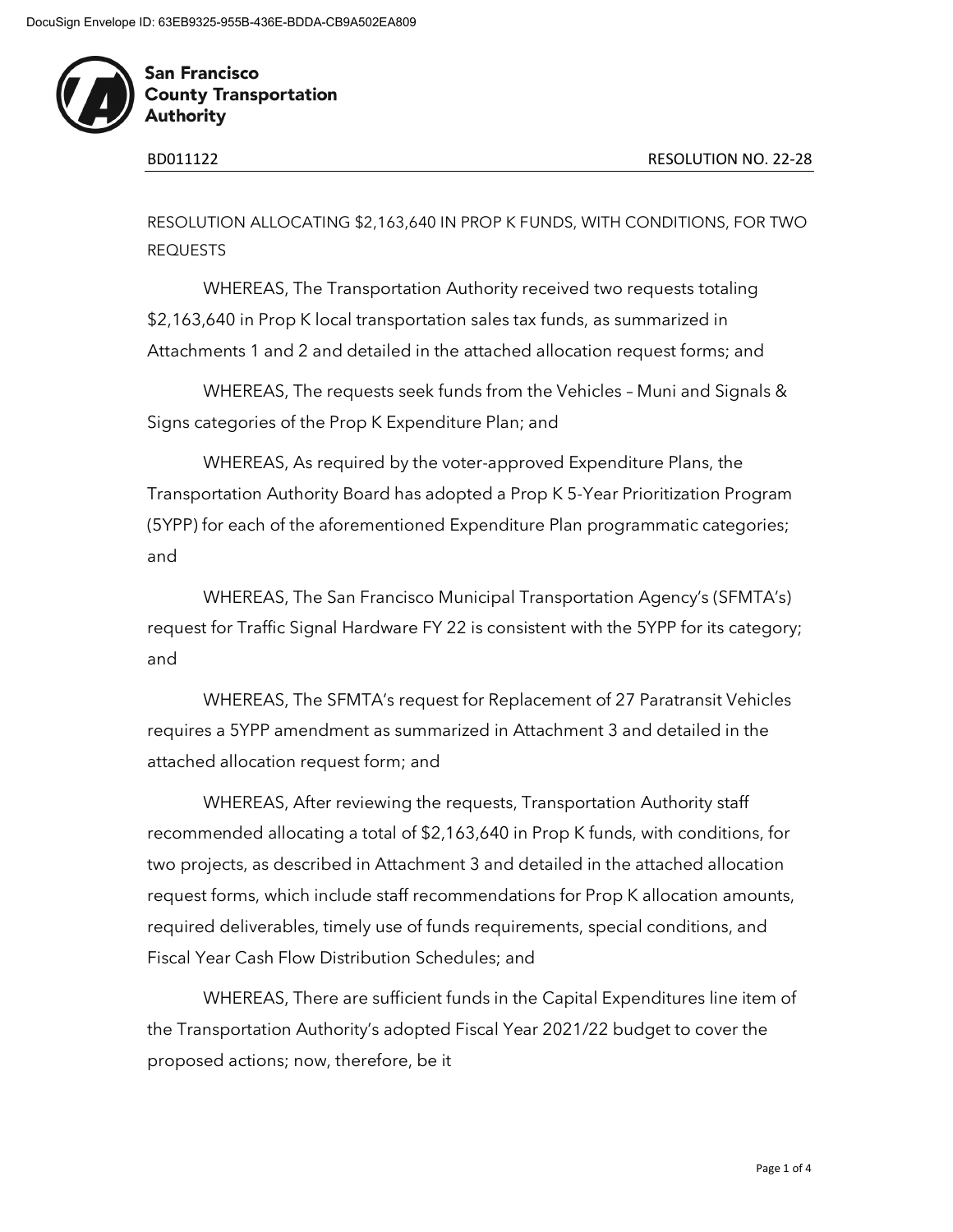DocuSign Envelope ID: 63EB9325-955B-436E-BDDA-CB9A502EA809

**San Francisco County Transportation Authority**

BD011122 RESOLUTION NO. 22-28

RESOLUTION ALLOCATING $2,163,640 IN PROP K FUNDS, WITH CONDITIONS, FOR TWO REQUESTS

WHEREAS, The Transportation Authority received two requests totaling $2,163,640 in Prop K local transportation sales tax funds, as summarized in Attachments 1 and 2 and detailed in the attached allocation request forms; and

WHEREAS, The requests seek funds from the Vehicles – Muni and Signals & Signs categories of the Prop K Expenditure Plan; and

WHEREAS, As required by the voter-approved Expenditure Plans, the Transportation Authority Board has adopted a Prop K 5-Year Prioritization Program (5YPP) for each of the aforementioned Expenditure Plan programmatic categories; and

WHEREAS, The San Francisco Municipal Transportation Agency's (SFMTA's) request for Traffic Signal Hardware FY 22 is consistent with the 5YPP for its category; and

WHEREAS, The SFMTA's request for Replacement of 27 Paratransit Vehicles requires a 5YPP amendment as summarized in Attachment 3 and detailed in the attached allocation request form; and

WHEREAS, After reviewing the requests, Transportation Authority staff recommended allocating a total of $2,163,640 in Prop K funds, with conditions, for two projects, as described in Attachment 3 and detailed in the attached allocation request forms, which include staff recommendations for Prop K allocation amounts, required deliverables, timely use of funds requirements, special conditions, and Fiscal Year Cash Flow Distribution Schedules; and

WHEREAS, There are sufficient funds in the Capital Expenditures line item of the Transportation Authority's adopted Fiscal Year 2021/22 budget to cover the proposed actions; now, therefore, be it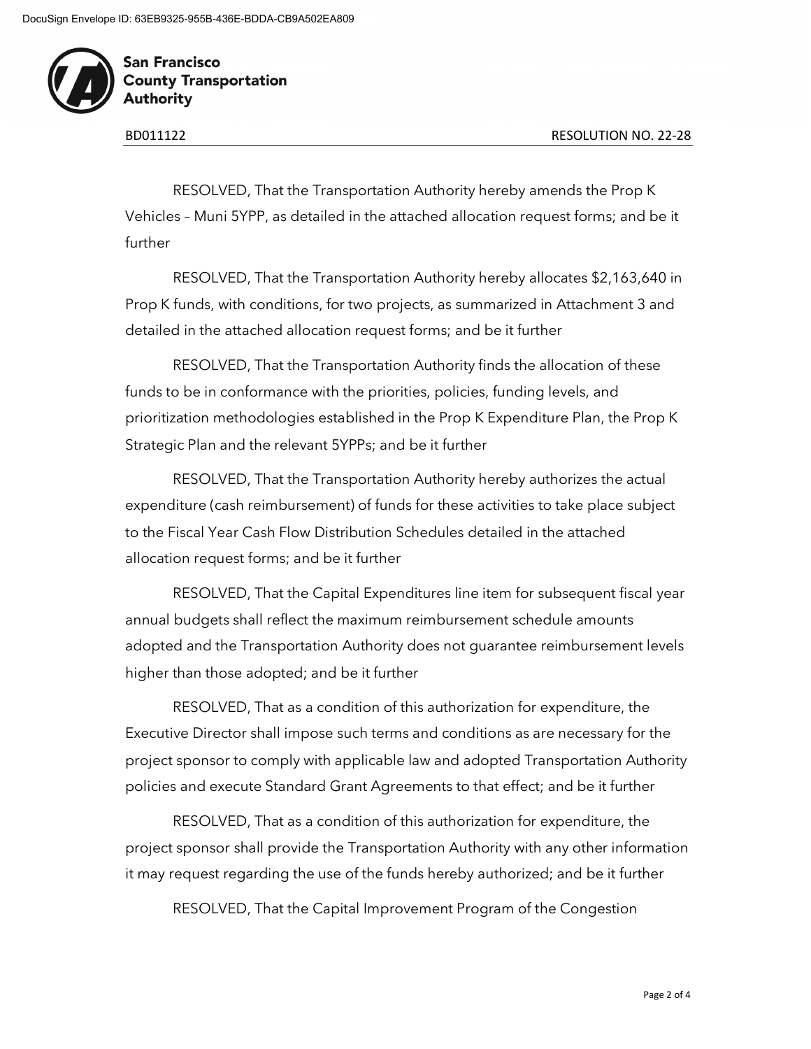RESOLVED, That the Transportation Authority hereby amends the Prop K Vehicles – Muni 5YPP, as detailed in the attached allocation request forms; and be it further

RESOLVED, That the Transportation Authority hereby allocates $2,163,640 in Prop K funds, with conditions, for two projects, as summarized in Attachment 3 and detailed in the attached allocation request forms; and be it further

RESOLVED, That the Transportation Authority finds the allocation of these funds to be in conformance with the priorities, policies, funding levels, and prioritization methodologies established in the Prop K Expenditure Plan, the Prop K Strategic Plan and the relevant 5YPPs; and be it further

RESOLVED, That the Transportation Authority hereby authorizes the actual expenditure (cash reimbursement) of funds for these activities to take place subject to the Fiscal Year Cash Flow Distribution Schedules detailed in the attached allocation request forms; and be it further

RESOLVED, That the Capital Expenditures line item for subsequent fiscal year annual budgets shall reflect the maximum reimbursement schedule amounts adopted and the Transportation Authority does not guarantee reimbursement levels higher than those adopted; and be it further

RESOLVED, That as a condition of this authorization for expenditure, the Executive Director shall impose such terms and conditions as are necessary for the project sponsor to comply with applicable law and adopted Transportation Authority policies and execute Standard Grant Agreements to that effect; and be it further

RESOLVED, That as a condition of this authorization for expenditure, the project sponsor shall provide the Transportation Authority with any other information it may request regarding the use of the funds hereby authorized; and be it further

RESOLVED, That the Capital Improvement Program of the Congestion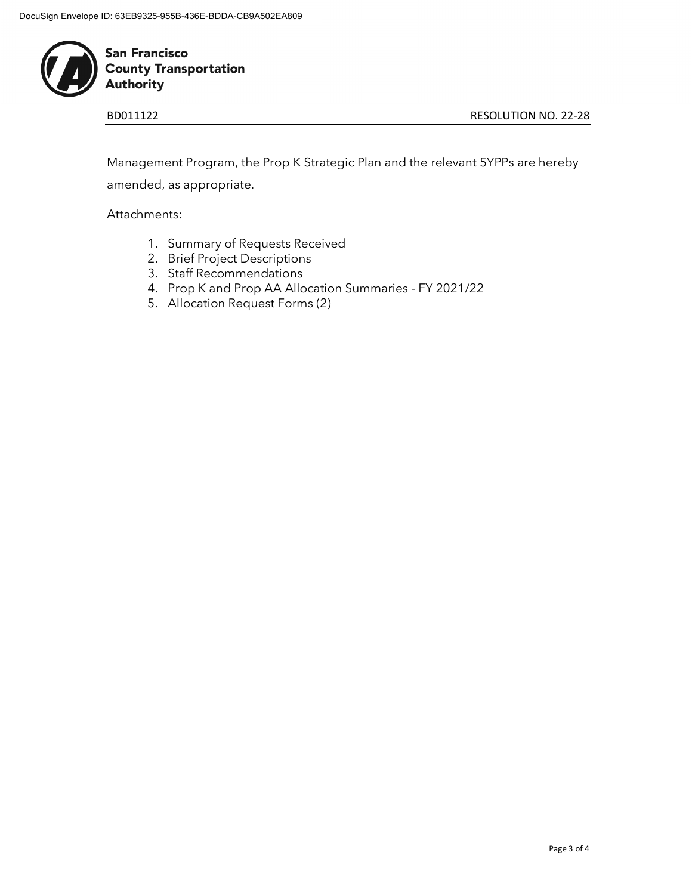Management Program, the Prop K Strategic Plan and the relevant 5YPPs are hereby amended, as appropriate.

Attachments:

1. Summary of Requests Received
2. Brief Project Descriptions
3. Staff Recommendations
4. Prop K and Prop AA Allocation Summaries - FY 2021/22
5. Allocation Request Forms (2)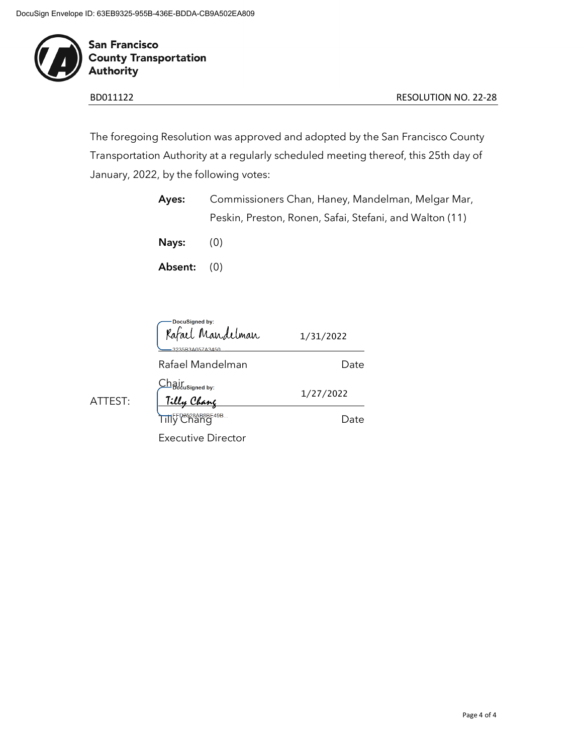DocuSign Envelope ID: 63EB9325-955B-436E-BDDA-CB9A502EA809

**San Francisco County Transportation Authority**

BD011122 RESOLUTION NO. 22-28

The foregoing Resolution was approved and adopted by the San Francisco County Transportation Authority at a regularly scheduled meeting thereof, this 25th day of January, 2022, by the following votes:

**Ayes:** Commissioners Chan, Haney, Mandelman, Melgar Mar, Peskin, Preston, Ronen, Safai, Stefani, and Walton (11)

**Nays:** (0)

**Absent:** (0)

DocuSigned by:
Rafael Mandelman
3235B3A057A3450... 1/31/2022

Rafael Mandelman Date
Chair

ATTEST:

DocuSigned by:
Tilly Chang
EED2528AB8BE49B... 1/27/2022

Tilly Chang Date
Executive Director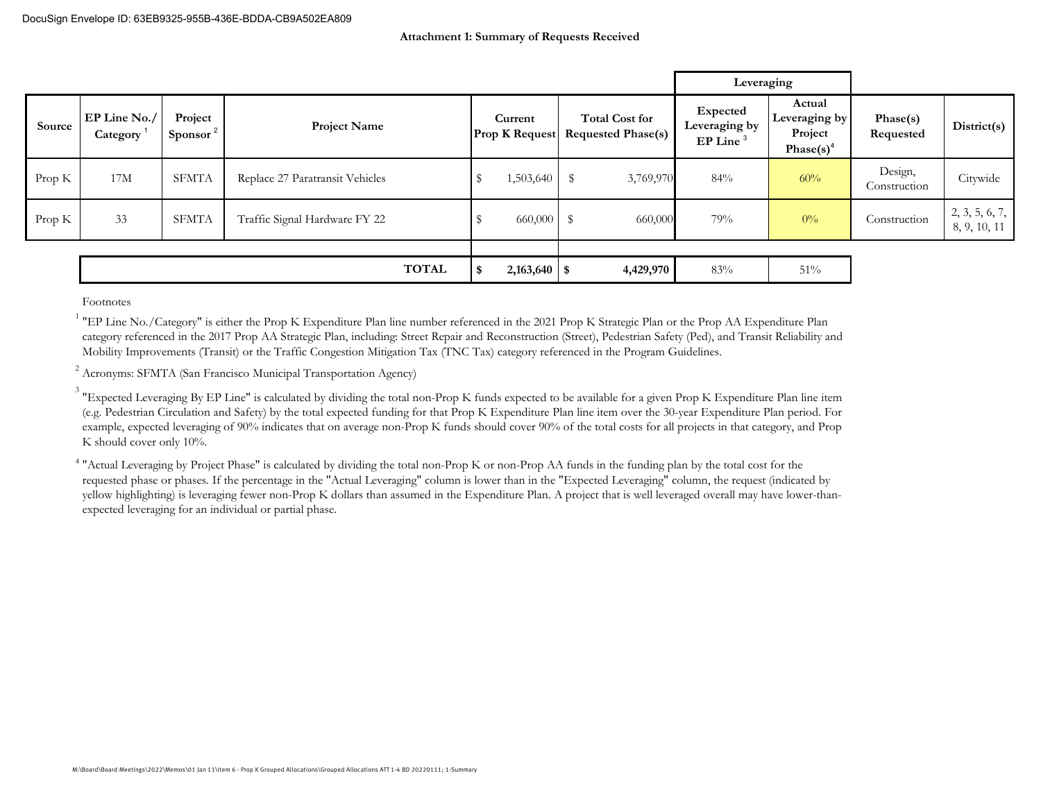DocuSign Envelope ID: 63EB9325-955B-436E-BDDA-CB9A502EA809

**Attachment 1: Summary of Requests Received**

| Source | EP Line No./ Category [1] | Project Sponsor [2] | Project Name | Current Prop K Request | Total Cost for Requested Phase(s) | Leveraging: Expected Leveraging by EP Line [3] | Leveraging: Actual Leveraging by Project Phase(s)[4] | Phase(s) Requested | District(s) |
|---|---|---|---|---|---|---|---|---|---|
| Prop K | 17M | SFMTA | Replace 27 Paratransit Vehicles | $ 1,503,640 | $ 3,769,970 | 84% | 60% | Design, Construction | Citywide |
| Prop K | 33 | SFMTA | Traffic Signal Hardware FY 22 | $ 660,000 | $ 660,000 | 79% | 0% | Construction | 2, 3, 5, 6, 7, 8, 9, 10, 11 |
| | | | **TOTAL** | **$ 2,163,640** | **$ 4,429,970** | 83% | 51% | | |

Footnotes

[1] "EP Line No./Category" is either the Prop K Expenditure Plan line number referenced in the 2021 Prop K Strategic Plan or the Prop AA Expenditure Plan category referenced in the 2017 Prop AA Strategic Plan, including: Street Repair and Reconstruction (Street), Pedestrian Safety (Ped), and Transit Reliability and Mobility Improvements (Transit) or the Traffic Congestion Mitigation Tax (TNC Tax) category referenced in the Program Guidelines.

[2] Acronyms: SFMTA (San Francisco Municipal Transportation Agency)

[3] "Expected Leveraging By EP Line" is calculated by dividing the total non-Prop K funds expected to be available for a given Prop K Expenditure Plan line item (e.g. Pedestrian Circulation and Safety) by the total expected funding for that Prop K Expenditure Plan line item over the 30-year Expenditure Plan period. For example, expected leveraging of 90% indicates that on average non-Prop K funds should cover 90% of the total costs for all projects in that category, and Prop K should cover only 10%.

[4] "Actual Leveraging by Project Phase" is calculated by dividing the total non-Prop K or non-Prop AA funds in the funding plan by the total cost for the requested phase or phases. If the percentage in the "Actual Leveraging" column is lower than in the "Expected Leveraging" column, the request (indicated by yellow highlighting) is leveraging fewer non-Prop K dollars than assumed in the Expenditure Plan. A project that is well leveraged overall may have lower-than-expected leveraging for an individual or partial phase.

M:\Board\Board Meetings\2022\Memos\01 Jan 11\Item 6 - Prop K Grouped Allocations\Grouped Allocations ATT 1-4 BD 20220111; 1-Summary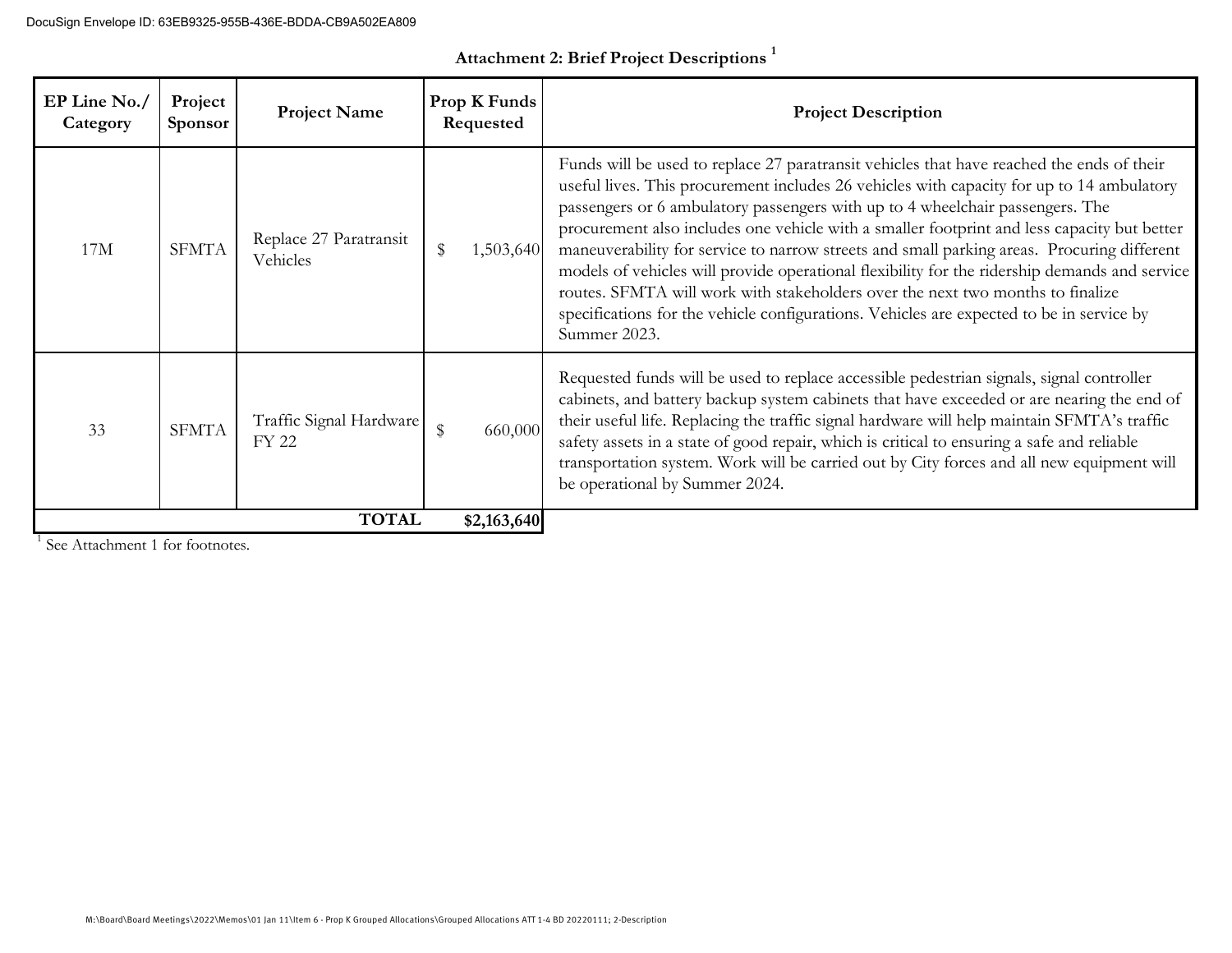## Attachment 2: Brief Project Descriptions [1]

| EP Line No./ Category | Project Sponsor | Project Name | Prop K Funds Requested | Project Description |
|---|---|---|---|---|
| 17M | SFMTA | Replace 27 Paratransit Vehicles | $ 1,503,640 | Funds will be used to replace 27 paratransit vehicles that have reached the ends of their useful lives. This procurement includes 26 vehicles with capacity for up to 14 ambulatory passengers or 6 ambulatory passengers with up to 4 wheelchair passengers. The procurement also includes one vehicle with a smaller footprint and less capacity but better maneuverability for service to narrow streets and small parking areas. Procuring different models of vehicles will provide operational flexibility for the ridership demands and service routes. SFMTA will work with stakeholders over the next two months to finalize specifications for the vehicle configurations. Vehicles are expected to be in service by Summer 2023. |
| 33 | SFMTA | Traffic Signal Hardware FY 22 | $ 660,000 | Requested funds will be used to replace accessible pedestrian signals, signal controller cabinets, and battery backup system cabinets that have exceeded or are nearing the end of their useful life. Replacing the traffic signal hardware will help maintain SFMTA's traffic safety assets in a state of good repair, which is critical to ensuring a safe and reliable transportation system. Work will be carried out by City forces and all new equipment will be operational by Summer 2024. |
| | | **TOTAL** | **$2,163,640** | |

[1] See Attachment 1 for footnotes.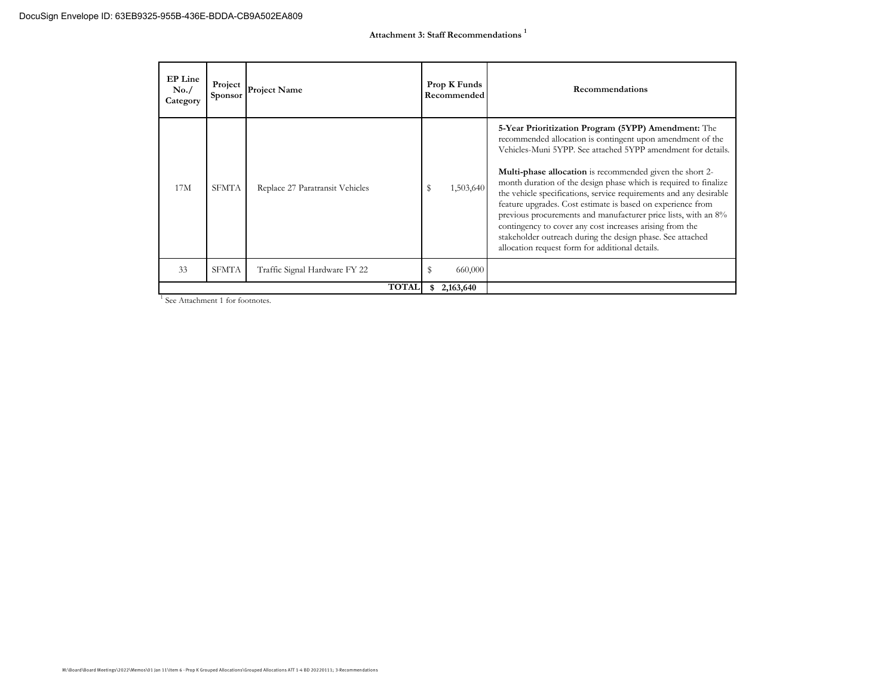DocuSign Envelope ID: 63EB9325-955B-436E-BDDA-CB9A502EA809

## Attachment 3: Staff Recommendations [1]

| EP Line No./ Category | Project Sponsor | Project Name | Prop K Funds Recommended | Recommendations |
|---|---|---|---|---|
| 17M | SFMTA | Replace 27 Paratransit Vehicles | $ 1,503,640 | **5-Year Prioritization Program (5YPP) Amendment:** The recommended allocation is contingent upon amendment of the Vehicles-Muni 5YPP. See attached 5YPP amendment for details.<br><br>**Multi-phase allocation** is recommended given the short 2-month duration of the design phase which is required to finalize the vehicle specifications, service requirements and any desirable feature upgrades. Cost estimate is based on experience from previous procurements and manufacturer price lists, with an 8% contingency to cover any cost increases arising from the stakeholder outreach during the design phase. See attached allocation request form for additional details. |
| 33 | SFMTA | Traffic Signal Hardware FY 22 | $ 660,000 | |
| | | **TOTAL** | **$ 2,163,640** | |

[1] See Attachment 1 for footnotes.

M:\Board\Board Meetings\2022\Memos\01 Jan 11\Item 6 - Prop K Grouped Allocations\Grouped Allocations ATT 1-4 BD 20220111; 3-Recommendations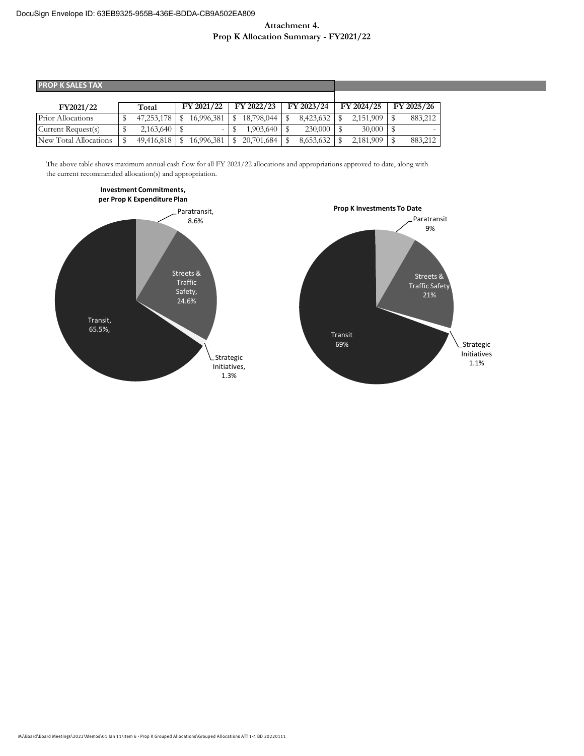**Attachment 4.**
**Prop K Allocation Summary - FY2021/22**

**PROP K SALES TAX**

| FY2021/22 | Total | FY 2021/22 | FY 2022/23 | FY 2023/24 | FY 2024/25 | FY 2025/26 |
|---|---|---|---|---|---|---|
| Prior Allocations | $ 47,253,178 | $ 16,996,381 | $ 18,798,044 | $ 8,423,632 | $ 2,151,909 | $ 883,212 |
| Current Request(s) | $ 2,163,640 | $ - | $ 1,903,640 | $ 230,000 | $ 30,000 | $ - |
| New Total Allocations | $ 49,416,818 | $ 16,996,381 | $ 20,701,684 | $ 8,653,632 | $ 2,181,909 | $ 883,212 |

The above table shows maximum annual cash flow for all FY 2021/22 allocations and appropriations approved to date, along with the current recommended allocation(s) and appropriation.

**Investment Commitments, per Prop K Expenditure Plan**

- Paratransit, 8.6%
- Streets & Traffic Safety, 24.6%
- Strategic Initiatives, 1.3%
- Transit, 65.5%,

**Prop K Investments To Date**

- Paratransit 9%
- Streets & Traffic Safety 21%
- Strategic Initiatives 1.1%
- Transit 69%

M:\Board\Board Meetings\2022\Memos\01 Jan 11\Item 6 - Prop K Grouped Allocations\Grouped Allocations ATT 1-4 BD 20220111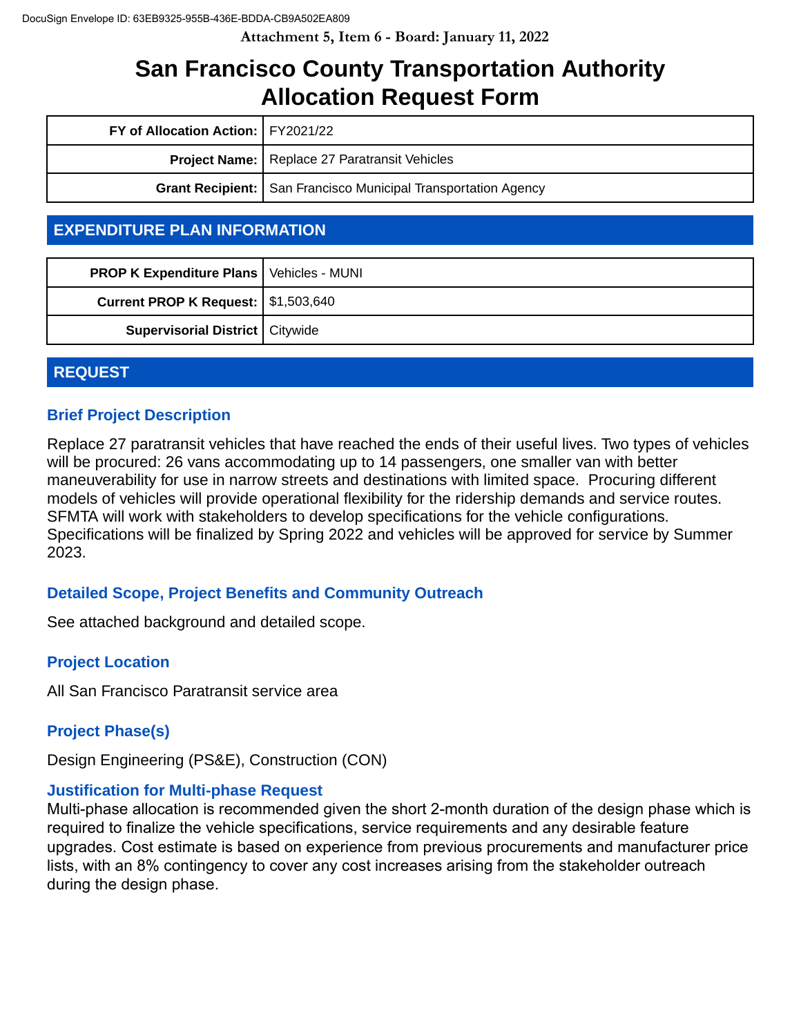# San Francisco County Transportation Authority Allocation Request Form

| | |
|---|---|
| **FY of Allocation Action:** | FY2021/22 |
| **Project Name:** | Replace 27 Paratransit Vehicles |
| **Grant Recipient:** | San Francisco Municipal Transportation Agency |

## EXPENDITURE PLAN INFORMATION

| | |
|---|---|
| **PROP K Expenditure Plans** | Vehicles - MUNI |
| **Current PROP K Request:** | $1,503,640 |
| **Supervisorial District** | Citywide |

## REQUEST

### Brief Project Description

Replace 27 paratransit vehicles that have reached the ends of their useful lives. Two types of vehicles will be procured: 26 vans accommodating up to 14 passengers, one smaller van with better maneuverability for use in narrow streets and destinations with limited space. Procuring different models of vehicles will provide operational flexibility for the ridership demands and service routes. SFMTA will work with stakeholders to develop specifications for the vehicle configurations. Specifications will be finalized by Spring 2022 and vehicles will be approved for service by Summer 2023.

### Detailed Scope, Project Benefits and Community Outreach

See attached background and detailed scope.

### Project Location

All San Francisco Paratransit service area

### Project Phase(s)

Design Engineering (PS&E), Construction (CON)

### Justification for Multi-phase Request

Multi-phase allocation is recommended given the short 2-month duration of the design phase which is required to finalize the vehicle specifications, service requirements and any desirable feature upgrades. Cost estimate is based on experience from previous procurements and manufacturer price lists, with an 8% contingency to cover any cost increases arising from the stakeholder outreach during the design phase.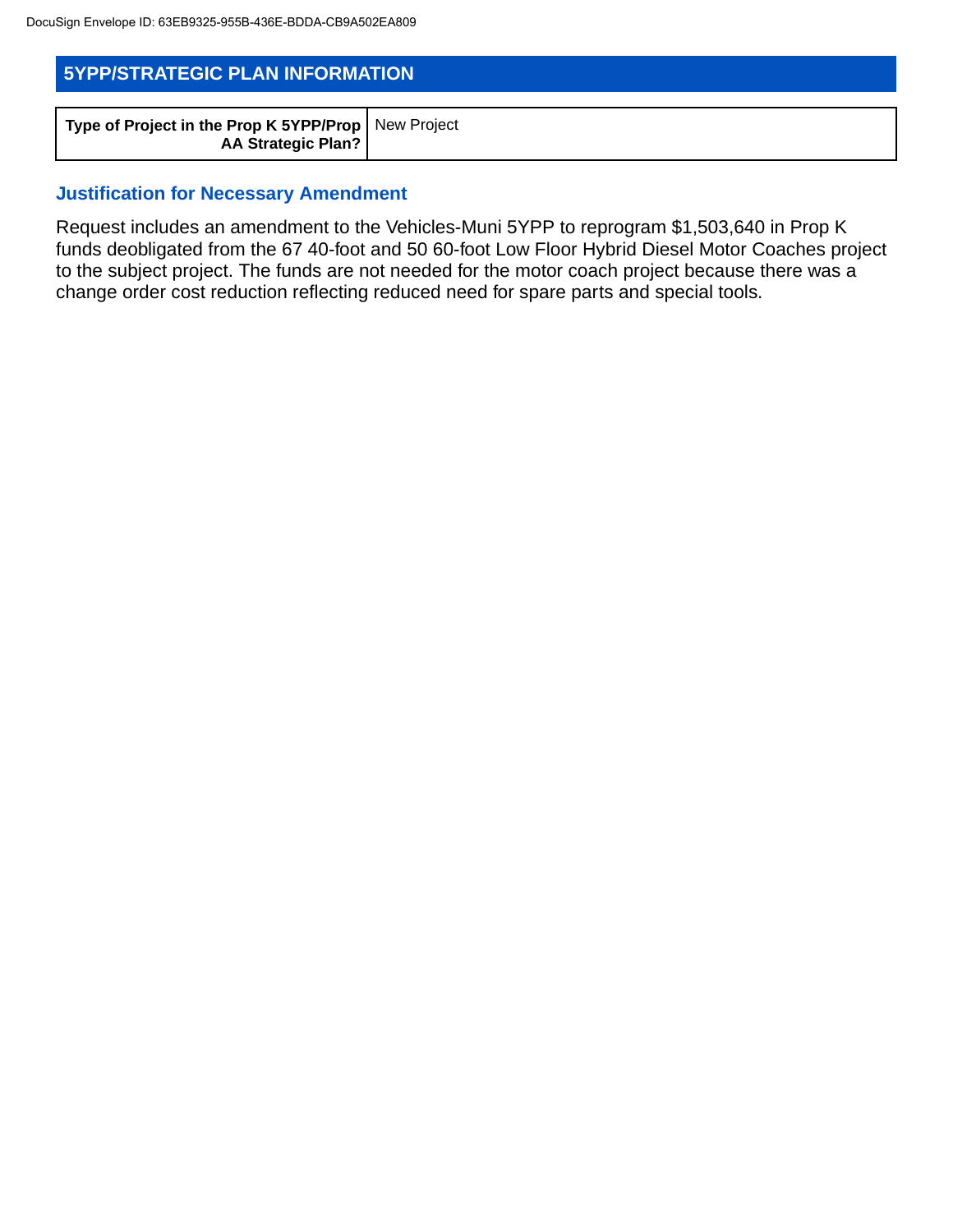## 5YPP/STRATEGIC PLAN INFORMATION

| Type of Project in the Prop K 5YPP/Prop AA Strategic Plan? | New Project |
|---|---|

### Justification for Necessary Amendment

Request includes an amendment to the Vehicles-Muni 5YPP to reprogram $1,503,640 in Prop K funds deobligated from the 67 40-foot and 50 60-foot Low Floor Hybrid Diesel Motor Coaches project to the subject project. The funds are not needed for the motor coach project because there was a change order cost reduction reflecting reduced need for spare parts and special tools.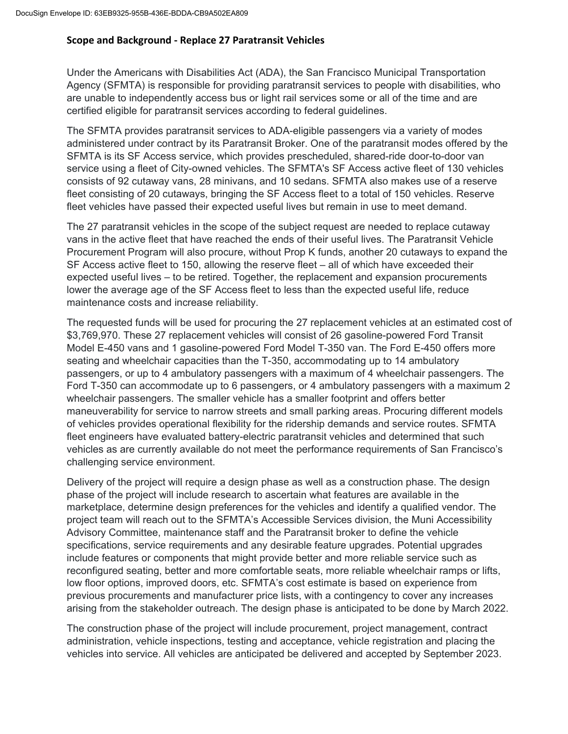### Scope and Background - Replace 27 Paratransit Vehicles

Under the Americans with Disabilities Act (ADA), the San Francisco Municipal Transportation Agency (SFMTA) is responsible for providing paratransit services to people with disabilities, who are unable to independently access bus or light rail services some or all of the time and are certified eligible for paratransit services according to federal guidelines.

The SFMTA provides paratransit services to ADA-eligible passengers via a variety of modes administered under contract by its Paratransit Broker. One of the paratransit modes offered by the SFMTA is its SF Access service, which provides prescheduled, shared-ride door-to-door van service using a fleet of City-owned vehicles. The SFMTA's SF Access active fleet of 130 vehicles consists of 92 cutaway vans, 28 minivans, and 10 sedans. SFMTA also makes use of a reserve fleet consisting of 20 cutaways, bringing the SF Access fleet to a total of 150 vehicles. Reserve fleet vehicles have passed their expected useful lives but remain in use to meet demand.

The 27 paratransit vehicles in the scope of the subject request are needed to replace cutaway vans in the active fleet that have reached the ends of their useful lives. The Paratransit Vehicle Procurement Program will also procure, without Prop K funds, another 20 cutaways to expand the SF Access active fleet to 150, allowing the reserve fleet – all of which have exceeded their expected useful lives – to be retired. Together, the replacement and expansion procurements lower the average age of the SF Access fleet to less than the expected useful life, reduce maintenance costs and increase reliability.

The requested funds will be used for procuring the 27 replacement vehicles at an estimated cost of $3,769,970. These 27 replacement vehicles will consist of 26 gasoline-powered Ford Transit Model E-450 vans and 1 gasoline-powered Ford Model T-350 van. The Ford E-450 offers more seating and wheelchair capacities than the T-350, accommodating up to 14 ambulatory passengers, or up to 4 ambulatory passengers with a maximum of 4 wheelchair passengers. The Ford T-350 can accommodate up to 6 passengers, or 4 ambulatory passengers with a maximum 2 wheelchair passengers. The smaller vehicle has a smaller footprint and offers better maneuverability for service to narrow streets and small parking areas. Procuring different models of vehicles provides operational flexibility for the ridership demands and service routes. SFMTA fleet engineers have evaluated battery-electric paratransit vehicles and determined that such vehicles as are currently available do not meet the performance requirements of San Francisco's challenging service environment.

Delivery of the project will require a design phase as well as a construction phase. The design phase of the project will include research to ascertain what features are available in the marketplace, determine design preferences for the vehicles and identify a qualified vendor. The project team will reach out to the SFMTA's Accessible Services division, the Muni Accessibility Advisory Committee, maintenance staff and the Paratransit broker to define the vehicle specifications, service requirements and any desirable feature upgrades. Potential upgrades include features or components that might provide better and more reliable service such as reconfigured seating, better and more comfortable seats, more reliable wheelchair ramps or lifts, low floor options, improved doors, etc. SFMTA's cost estimate is based on experience from previous procurements and manufacturer price lists, with a contingency to cover any increases arising from the stakeholder outreach. The design phase is anticipated to be done by March 2022.

The construction phase of the project will include procurement, project management, contract administration, vehicle inspections, testing and acceptance, vehicle registration and placing the vehicles into service. All vehicles are anticipated be delivered and accepted by September 2023.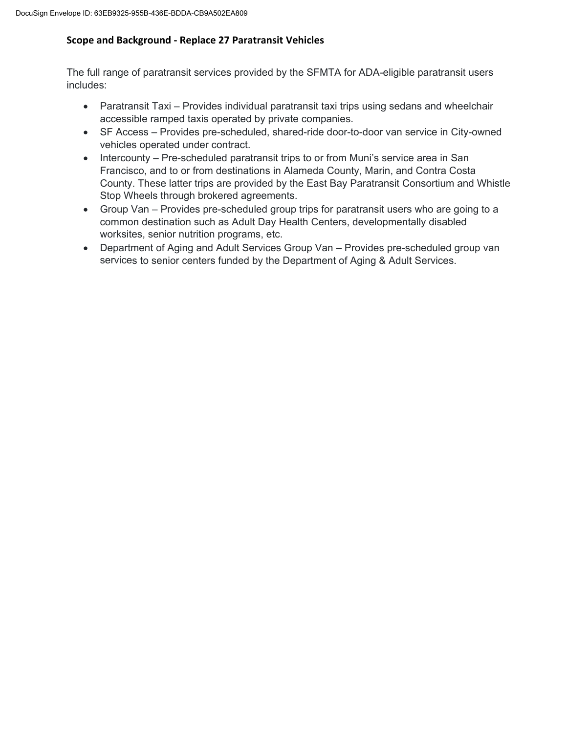**Scope and Background - Replace 27 Paratransit Vehicles**

The full range of paratransit services provided by the SFMTA for ADA-eligible paratransit users includes:

- Paratransit Taxi – Provides individual paratransit taxi trips using sedans and wheelchair accessible ramped taxis operated by private companies.
- SF Access – Provides pre-scheduled, shared-ride door-to-door van service in City-owned vehicles operated under contract.
- Intercounty – Pre-scheduled paratransit trips to or from Muni's service area in San Francisco, and to or from destinations in Alameda County, Marin, and Contra Costa County. These latter trips are provided by the East Bay Paratransit Consortium and Whistle Stop Wheels through brokered agreements.
- Group Van – Provides pre-scheduled group trips for paratransit users who are going to a common destination such as Adult Day Health Centers, developmentally disabled worksites, senior nutrition programs, etc.
- Department of Aging and Adult Services Group Van – Provides pre-scheduled group van services to senior centers funded by the Department of Aging & Adult Services.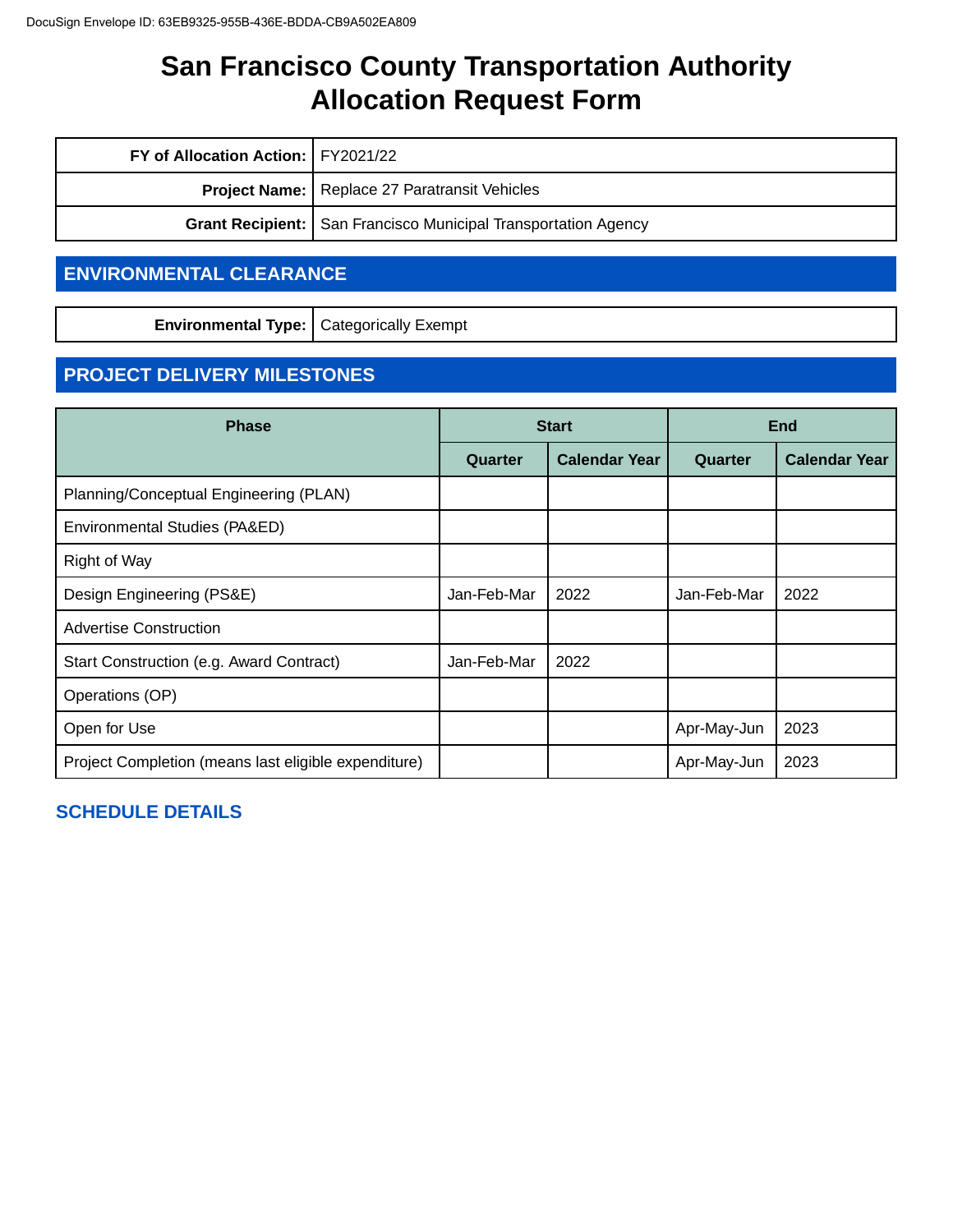# San Francisco County Transportation Authority Allocation Request Form

| | |
|---|---|
| **FY of Allocation Action:** | FY2021/22 |
| **Project Name:** | Replace 27 Paratransit Vehicles |
| **Grant Recipient:** | San Francisco Municipal Transportation Agency |

## ENVIRONMENTAL CLEARANCE

| | |
|---|---|
| **Environmental Type:** | Categorically Exempt |

## PROJECT DELIVERY MILESTONES

| Phase | Start | | End | |
|---|---|---|---|---|
| | Quarter | Calendar Year | Quarter | Calendar Year |
| Planning/Conceptual Engineering (PLAN) | | | | |
| Environmental Studies (PA&ED) | | | | |
| Right of Way | | | | |
| Design Engineering (PS&E) | Jan-Feb-Mar | 2022 | Jan-Feb-Mar | 2022 |
| Advertise Construction | | | | |
| Start Construction (e.g. Award Contract) | Jan-Feb-Mar | 2022 | | |
| Operations (OP) | | | | |
| Open for Use | | | Apr-May-Jun | 2023 |
| Project Completion (means last eligible expenditure) | | | Apr-May-Jun | 2023 |

### SCHEDULE DETAILS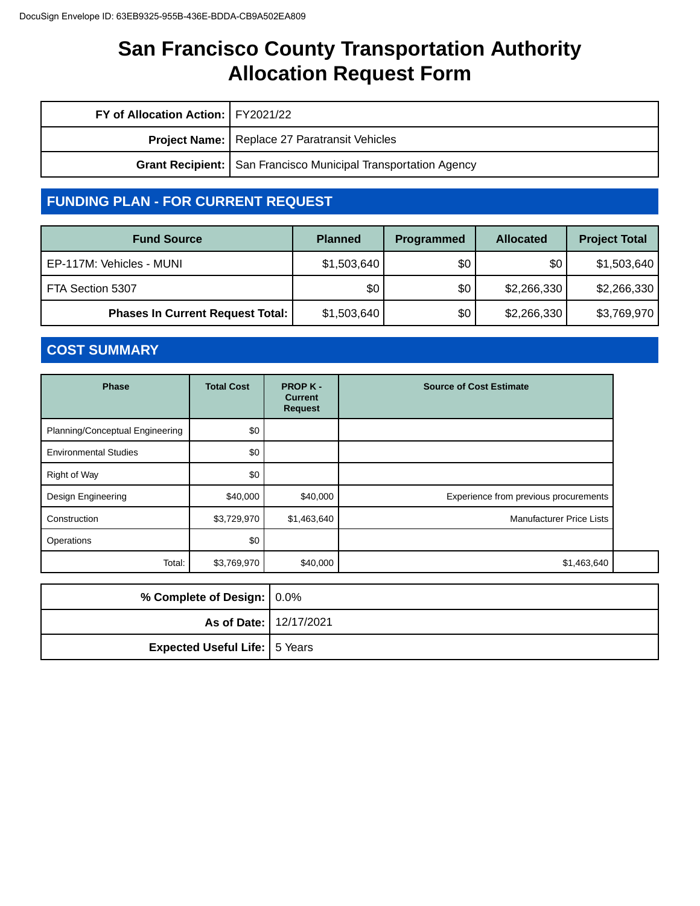DocuSign Envelope ID: 63EB9325-955B-436E-BDDA-CB9A502EA809

# San Francisco County Transportation Authority Allocation Request Form

| | |
|---|---|
| **FY of Allocation Action:** | FY2021/22 |
| **Project Name:** | Replace 27 Paratransit Vehicles |
| **Grant Recipient:** | San Francisco Municipal Transportation Agency |

## FUNDING PLAN - FOR CURRENT REQUEST

| Fund Source | Planned | Programmed | Allocated | Project Total |
|---|---|---|---|---|
| EP-117M: Vehicles - MUNI | $1,503,640 | $0 | $0 | $1,503,640 |
| FTA Section 5307 | $0 | $0 | $2,266,330 | $2,266,330 |
| **Phases In Current Request Total:** | $1,503,640 | $0 | $2,266,330 | $3,769,970 |

## COST SUMMARY

| Phase | Total Cost | PROP K - Current Request | Source of Cost Estimate | |
|---|---|---|---|---|
| Planning/Conceptual Engineering | $0 | | | |
| Environmental Studies | $0 | | | |
| Right of Way | $0 | | | |
| Design Engineering | $40,000 | $40,000 | Experience from previous procurements | |
| Construction | $3,729,970 | $1,463,640 | Manufacturer Price Lists | |
| Operations | $0 | | | |
| Total: | $3,769,970 | $40,000 | $1,463,640 | |

| | |
|---|---|
| **% Complete of Design:** | 0.0% |
| **As of Date:** | 12/17/2021 |
| **Expected Useful Life:** | 5 Years |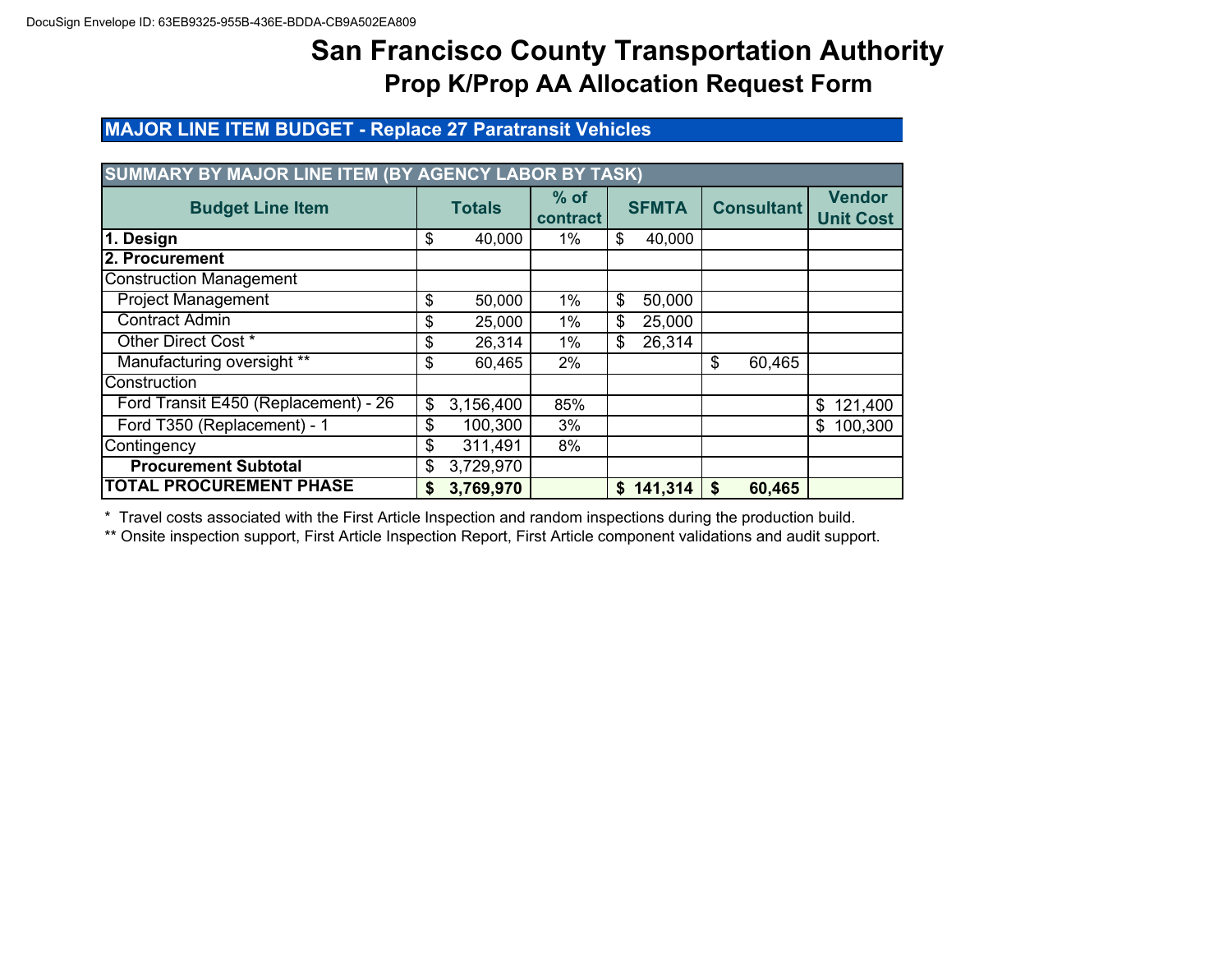# San Francisco County Transportation Authority

## Prop K/Prop AA Allocation Request Form

### MAJOR LINE ITEM BUDGET - Replace 27 Paratransit Vehicles

| SUMMARY BY MAJOR LINE ITEM (BY AGENCY LABOR BY TASK) | | | | | |
|---|---|---|---|---|---|
| **Budget Line Item** | **Totals** | **% of contract** | **SFMTA** | **Consultant** | **Vendor Unit Cost** |
| **1. Design** | $ 40,000 | 1% | $ 40,000 | | |
| **2. Procurement** | | | | | |
| Construction Management | | | | | |
| Project Management | $ 50,000 | 1% | $ 50,000 | | |
| Contract Admin | $ 25,000 | 1% | $ 25,000 | | |
| Other Direct Cost * | $ 26,314 | 1% | $ 26,314 | | |
| Manufacturing oversight ** | $ 60,465 | 2% | | $ 60,465 | |
| Construction | | | | | |
| Ford Transit E450 (Replacement) - 26 | $ 3,156,400 | 85% | | | $ 121,400 |
| Ford T350 (Replacement) - 1 | $ 100,300 | 3% | | | $ 100,300 |
| Contingency | $ 311,491 | 8% | | | |
| **Procurement Subtotal** | $ 3,729,970 | | | | |
| **TOTAL PROCUREMENT PHASE** | **$ 3,769,970** | | **$ 141,314** | **$ 60,465** | |

\* Travel costs associated with the First Article Inspection and random inspections during the production build.

\*\* Onsite inspection support, First Article Inspection Report, First Article component validations and audit support.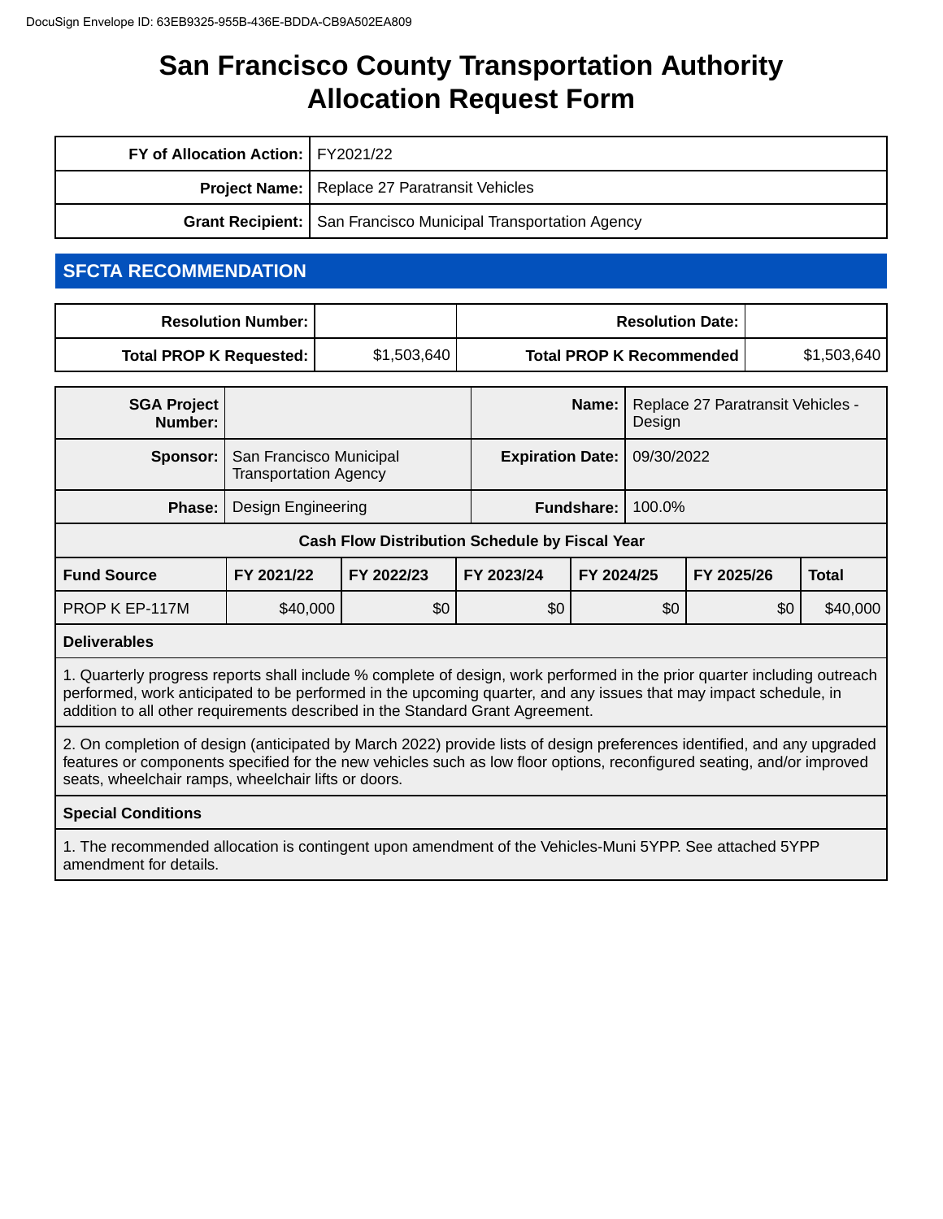DocuSign Envelope ID: 63EB9325-955B-436E-BDDA-CB9A502EA809

# San Francisco County Transportation Authority Allocation Request Form

| | |
|---|---|
| **FY of Allocation Action:** | FY2021/22 |
| **Project Name:** | Replace 27 Paratransit Vehicles |
| **Grant Recipient:** | San Francisco Municipal Transportation Agency |

## SFCTA RECOMMENDATION

| | | | |
|---|---|---|---|
| **Resolution Number:** | | **Resolution Date:** | |
| **Total PROP K Requested:** | $1,503,640 | **Total PROP K Recommended** | $1,503,640 |

| | | | |
|---|---|---|---|
| **SGA Project Number:** | | **Name:** | Replace 27 Paratransit Vehicles - Design |
| **Sponsor:** | San Francisco Municipal Transportation Agency | **Expiration Date:** | 09/30/2022 |
| **Phase:** | Design Engineering | **Fundshare:** | 100.0% |

**Cash Flow Distribution Schedule by Fiscal Year**

| Fund Source | FY 2021/22 | FY 2022/23 | FY 2023/24 | FY 2024/25 | FY 2025/26 | Total |
|---|---|---|---|---|---|---|
| PROP K EP-117M | $40,000 | $0 | $0 | $0 | $0 | $40,000 |

**Deliverables**

1. Quarterly progress reports shall include % complete of design, work performed in the prior quarter including outreach performed, work anticipated to be performed in the upcoming quarter, and any issues that may impact schedule, in addition to all other requirements described in the Standard Grant Agreement.

2. On completion of design (anticipated by March 2022) provide lists of design preferences identified, and any upgraded features or components specified for the new vehicles such as low floor options, reconfigured seating, and/or improved seats, wheelchair ramps, wheelchair lifts or doors.

**Special Conditions**

1. The recommended allocation is contingent upon amendment of the Vehicles-Muni 5YPP. See attached 5YPP amendment for details.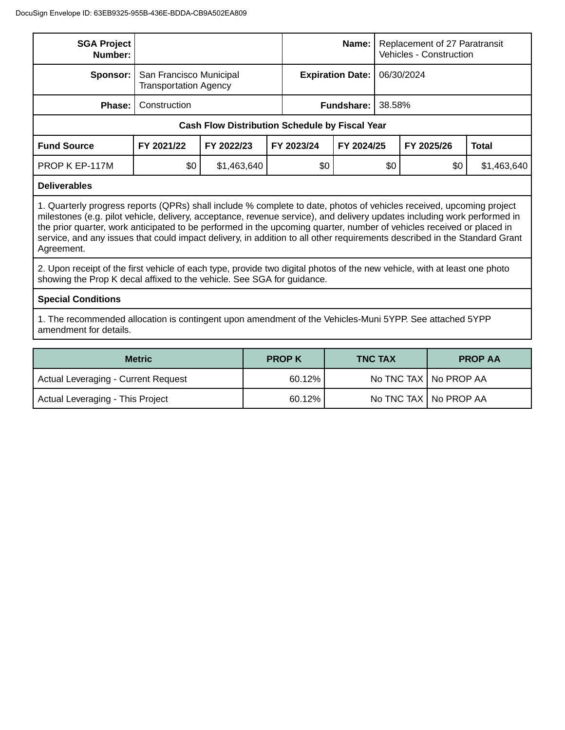| SGA Project Number: | | Name: | Replacement of 27 Paratransit Vehicles - Construction |
|---|---|---|---|
| Sponsor: | San Francisco Municipal Transportation Agency | Expiration Date: | 06/30/2024 |
| Phase: | Construction | Fundshare: | 38.58% |

**Cash Flow Distribution Schedule by Fiscal Year**

| Fund Source | FY 2021/22 | FY 2022/23 | FY 2023/24 | FY 2024/25 | FY 2025/26 | Total |
|---|---|---|---|---|---|---|
| PROP K EP-117M | $0 | $1,463,640 | $0 | $0 | $0 | $1,463,640 |

**Deliverables**

1. Quarterly progress reports (QPRs) shall include % complete to date, photos of vehicles received, upcoming project milestones (e.g. pilot vehicle, delivery, acceptance, revenue service), and delivery updates including work performed in the prior quarter, work anticipated to be performed in the upcoming quarter, number of vehicles received or placed in service, and any issues that could impact delivery, in addition to all other requirements described in the Standard Grant Agreement.

2. Upon receipt of the first vehicle of each type, provide two digital photos of the new vehicle, with at least one photo showing the Prop K decal affixed to the vehicle. See SGA for guidance.

**Special Conditions**

1. The recommended allocation is contingent upon amendment of the Vehicles-Muni 5YPP. See attached 5YPP amendment for details.

| Metric | PROP K | TNC TAX | PROP AA |
|---|---|---|---|
| Actual Leveraging - Current Request | 60.12% | No TNC TAX | No PROP AA |
| Actual Leveraging - This Project | 60.12% | No TNC TAX | No PROP AA |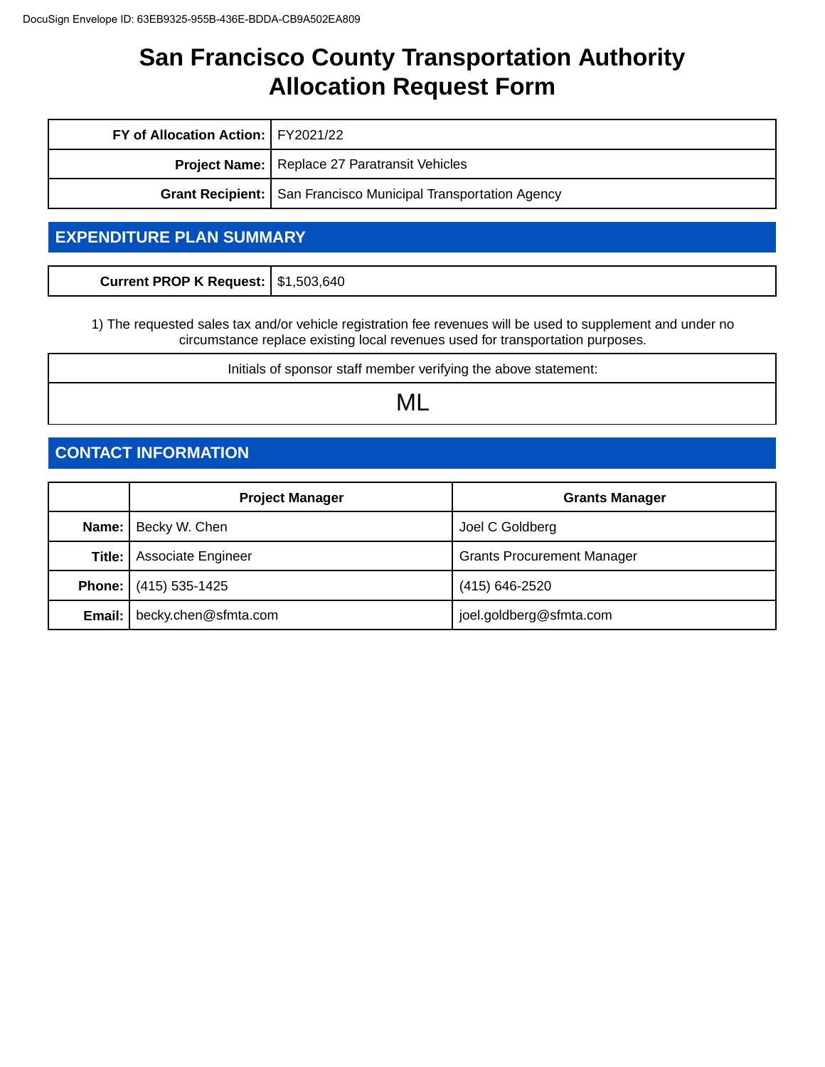DocuSign Envelope ID: 63EB9325-955B-436E-BDDA-CB9A502EA809

# San Francisco County Transportation Authority
# Allocation Request Form

| | |
|---|---|
| **FY of Allocation Action:** | FY2021/22 |
| **Project Name:** | Replace 27 Paratransit Vehicles |
| **Grant Recipient:** | San Francisco Municipal Transportation Agency |

## EXPENDITURE PLAN SUMMARY

| | |
|---|---|
| **Current PROP K Request:** | $1,503,640 |

1) The requested sales tax and/or vehicle registration fee revenues will be used to supplement and under no circumstance replace existing local revenues used for transportation purposes.

| Initials of sponsor staff member verifying the above statement: |
|---|
| ML |

## CONTACT INFORMATION

| | Project Manager | Grants Manager |
|---|---|---|
| **Name:** | Becky W. Chen | Joel C Goldberg |
| **Title:** | Associate Engineer | Grants Procurement Manager |
| **Phone:** | (415) 535-1425 | (415) 646-2520 |
| **Email:** | becky.chen@sfmta.com | joel.goldberg@sfmta.com |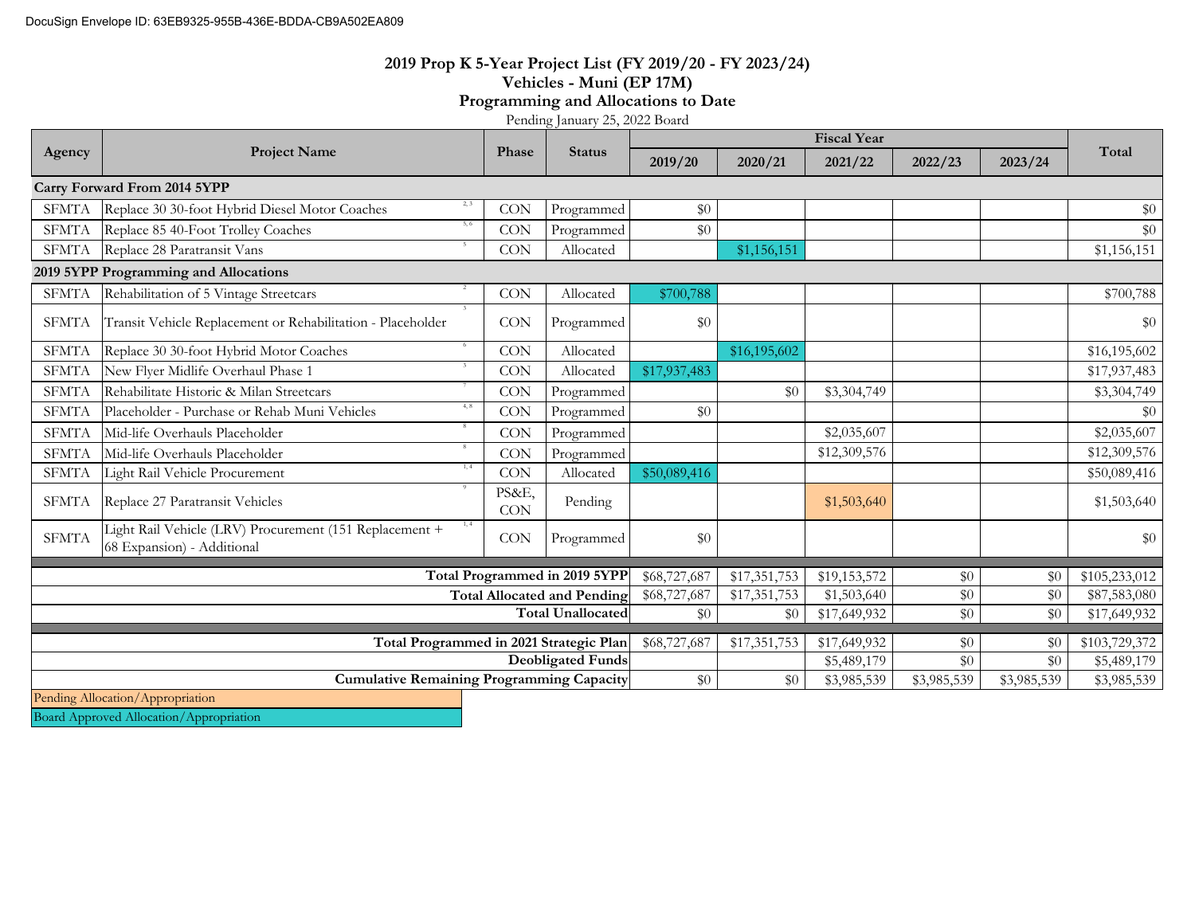DocuSign Envelope ID: 63EB9325-955B-436E-BDDA-CB9A502EA809

# 2019 Prop K 5-Year Project List (FY 2019/20 - FY 2023/24)
## Vehicles - Muni (EP 17M)
## Programming and Allocations to Date

Pending January 25, 2022 Board

| Agency | Project Name | Phase | Status | Fiscal Year | | | | | Total |
|---|---|---|---|---|---|---|---|---|---|
| | | | | 2019/20 | 2020/21 | 2021/22 | 2022/23 | 2023/24 | |
| **Carry Forward From 2014 5YPP** | | | | | | | | | |
| SFMTA | Replace 30 30-foot Hybrid Diesel Motor Coaches [2, 3] | CON | Programmed | $0 | | | | | $0 |
| SFMTA | Replace 85 40-Foot Trolley Coaches [5, 6] | CON | Programmed | $0 | | | | | $0 |
| SFMTA | Replace 28 Paratransit Vans [5] | CON | Allocated | | $1,156,151 | | | | $1,156,151 |
| **2019 5YPP Programming and Allocations** | | | | | | | | | |
| SFMTA | Rehabilitation of 5 Vintage Streetcars [2] | CON | Allocated | $700,788 | | | | | $700,788 |
| SFMTA | Transit Vehicle Replacement or Rehabilitation - Placeholder [3] | CON | Programmed | $0 | | | | | $0 |
| SFMTA | Replace 30 30-foot Hybrid Motor Coaches [6] | CON | Allocated | | $16,195,602 | | | | $16,195,602 |
| SFMTA | New Flyer Midlife Overhaul Phase 1 [3] | CON | Allocated | $17,937,483 | | | | | $17,937,483 |
| SFMTA | Rehabilitate Historic & Milan Streetcars [7] | CON | Programmed | | $0 | $3,304,749 | | | $3,304,749 |
| SFMTA | Placeholder - Purchase or Rehab Muni Vehicles [4, 8] | CON | Programmed | $0 | | | | | $0 |
| SFMTA | Mid-life Overhauls Placeholder [8] | CON | Programmed | | | $2,035,607 | | | $2,035,607 |
| SFMTA | Mid-life Overhauls Placeholder [8] | CON | Programmed | | | $12,309,576 | | | $12,309,576 |
| SFMTA | Light Rail Vehicle Procurement [1, 4] | CON | Allocated | $50,089,416 | | | | | $50,089,416 |
| SFMTA | Replace 27 Paratransit Vehicles [9] | PS&E, CON | Pending | | | $1,503,640 | | | $1,503,640 |
| SFMTA | Light Rail Vehicle (LRV) Procurement (151 Replacement + 68 Expansion) - Additional [1, 4] | CON | Programmed | $0 | | | | | $0 |
| | | | **Total Programmed in 2019 5YPP** | $68,727,687 | $17,351,753 | $19,153,572 | $0 | $0 | $105,233,012 |
| | | | **Total Allocated and Pending** | $68,727,687 | $17,351,753 | $1,503,640 | $0 | $0 | $87,583,080 |
| | | | **Total Unallocated** | $0 | $0 | $17,649,932 | $0 | $0 | $17,649,932 |
| | | | **Total Programmed in 2021 Strategic Plan** | $68,727,687 | $17,351,753 | $17,649,932 | $0 | $0 | $103,729,372 |
| | | | **Deobligated Funds** | | | $5,489,179 | $0 | $0 | $5,489,179 |
| | | | **Cumulative Remaining Programming Capacity** | $0 | $0 | $3,985,539 | $3,985,539 | $3,985,539 | $3,985,539 |

Pending Allocation/Appropriation

Board Approved Allocation/Appropriation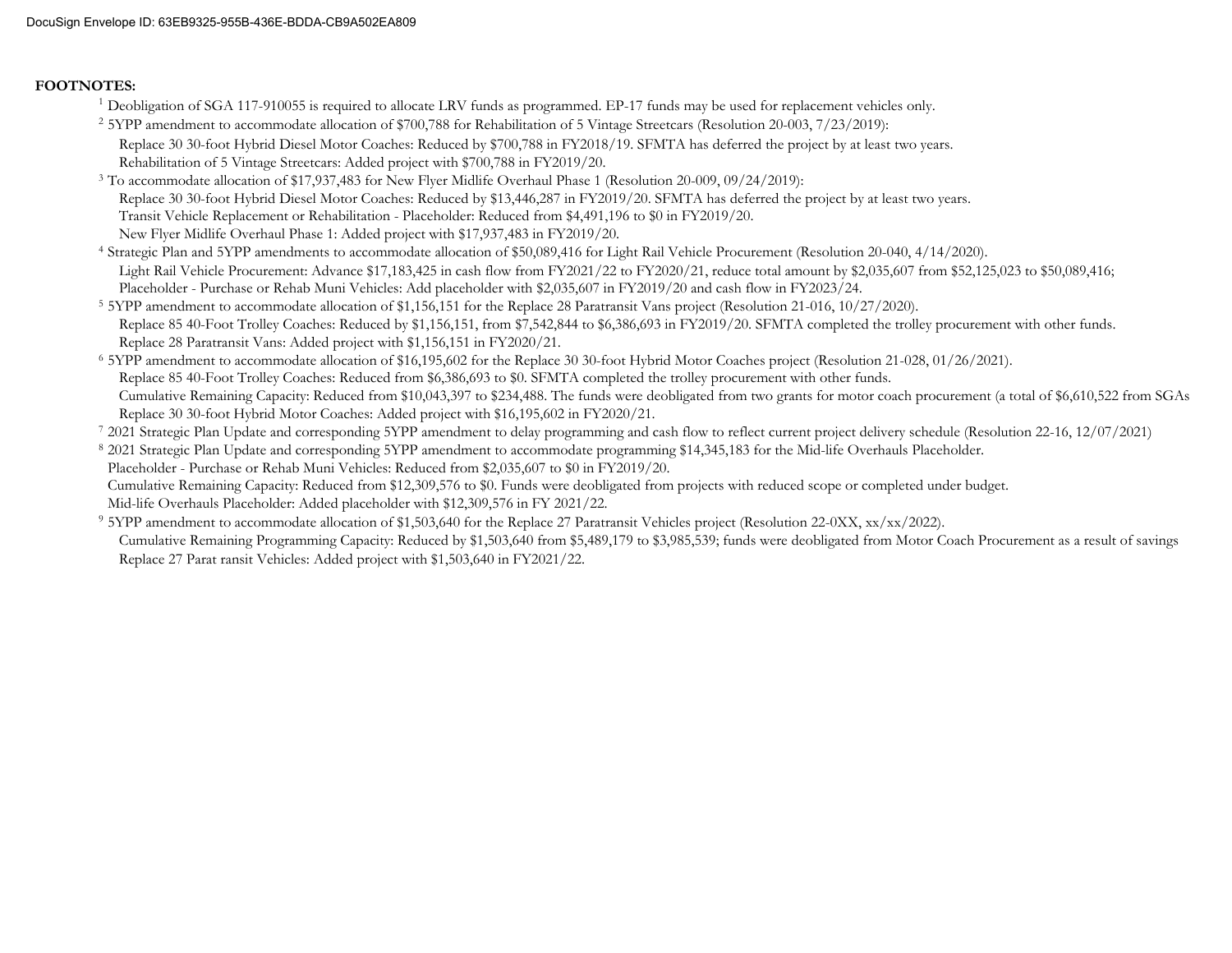**FOOTNOTES:**

[1] Deobligation of SGA 117-910055 is required to allocate LRV funds as programmed. EP-17 funds may be used for replacement vehicles only.

[2] 5YPP amendment to accommodate allocation of $700,788 for Rehabilitation of 5 Vintage Streetcars (Resolution 20-003, 7/23/2019):
- Replace 30 30-foot Hybrid Diesel Motor Coaches: Reduced by $700,788 in FY2018/19. SFMTA has deferred the project by at least two years.
- Rehabilitation of 5 Vintage Streetcars: Added project with $700,788 in FY2019/20.

[3] To accommodate allocation of $17,937,483 for New Flyer Midlife Overhaul Phase 1 (Resolution 20-009, 09/24/2019):
- Replace 30 30-foot Hybrid Diesel Motor Coaches: Reduced by $13,446,287 in FY2019/20. SFMTA has deferred the project by at least two years.
- Transit Vehicle Replacement or Rehabilitation - Placeholder: Reduced from $4,491,196 to $0 in FY2019/20.
- New Flyer Midlife Overhaul Phase 1: Added project with $17,937,483 in FY2019/20.

[4] Strategic Plan and 5YPP amendments to accommodate allocation of $50,089,416 for Light Rail Vehicle Procurement (Resolution 20-040, 4/14/2020).
- Light Rail Vehicle Procurement: Advance $17,183,425 in cash flow from FY2021/22 to FY2020/21, reduce total amount by $2,035,607 from $52,125,023 to $50,089,416;
- Placeholder - Purchase or Rehab Muni Vehicles: Add placeholder with $2,035,607 in FY2019/20 and cash flow in FY2023/24.

[5] 5YPP amendment to accommodate allocation of $1,156,151 for the Replace 28 Paratransit Vans project (Resolution 21-016, 10/27/2020).
- Replace 85 40-Foot Trolley Coaches: Reduced by $1,156,151, from $7,542,844 to $6,386,693 in FY2019/20. SFMTA completed the trolley procurement with other funds.
- Replace 28 Paratransit Vans: Added project with $1,156,151 in FY2020/21.

[6] 5YPP amendment to accommodate allocation of $16,195,602 for the Replace 30 30-foot Hybrid Motor Coaches project (Resolution 21-028, 01/26/2021).
- Replace 85 40-Foot Trolley Coaches: Reduced from $6,386,693 to $0. SFMTA completed the trolley procurement with other funds.
- Cumulative Remaining Capacity: Reduced from $10,043,397 to $234,488. The funds were deobligated from two grants for motor coach procurement (a total of $6,610,522 from SGAs
- Replace 30 30-foot Hybrid Motor Coaches: Added project with $16,195,602 in FY2020/21.

[7] 2021 Strategic Plan Update and corresponding 5YPP amendment to delay programming and cash flow to reflect current project delivery schedule (Resolution 22-16, 12/07/2021)

[8] 2021 Strategic Plan Update and corresponding 5YPP amendment to accommodate programming $14,345,183 for the Mid-life Overhauls Placeholder.
- Placeholder - Purchase or Rehab Muni Vehicles: Reduced from $2,035,607 to $0 in FY2019/20.
- Cumulative Remaining Capacity: Reduced from $12,309,576 to $0. Funds were deobligated from projects with reduced scope or completed under budget.
- Mid-life Overhauls Placeholder: Added placeholder with $12,309,576 in FY 2021/22.

[9] 5YPP amendment to accommodate allocation of $1,503,640 for the Replace 27 Paratransit Vehicles project (Resolution 22-0XX, xx/xx/2022).
- Cumulative Remaining Programming Capacity: Reduced by $1,503,640 from $5,489,179 to $3,985,539; funds were deobligated from Motor Coach Procurement as a result of savings
- Replace 27 Parat ransit Vehicles: Added project with $1,503,640 in FY2021/22.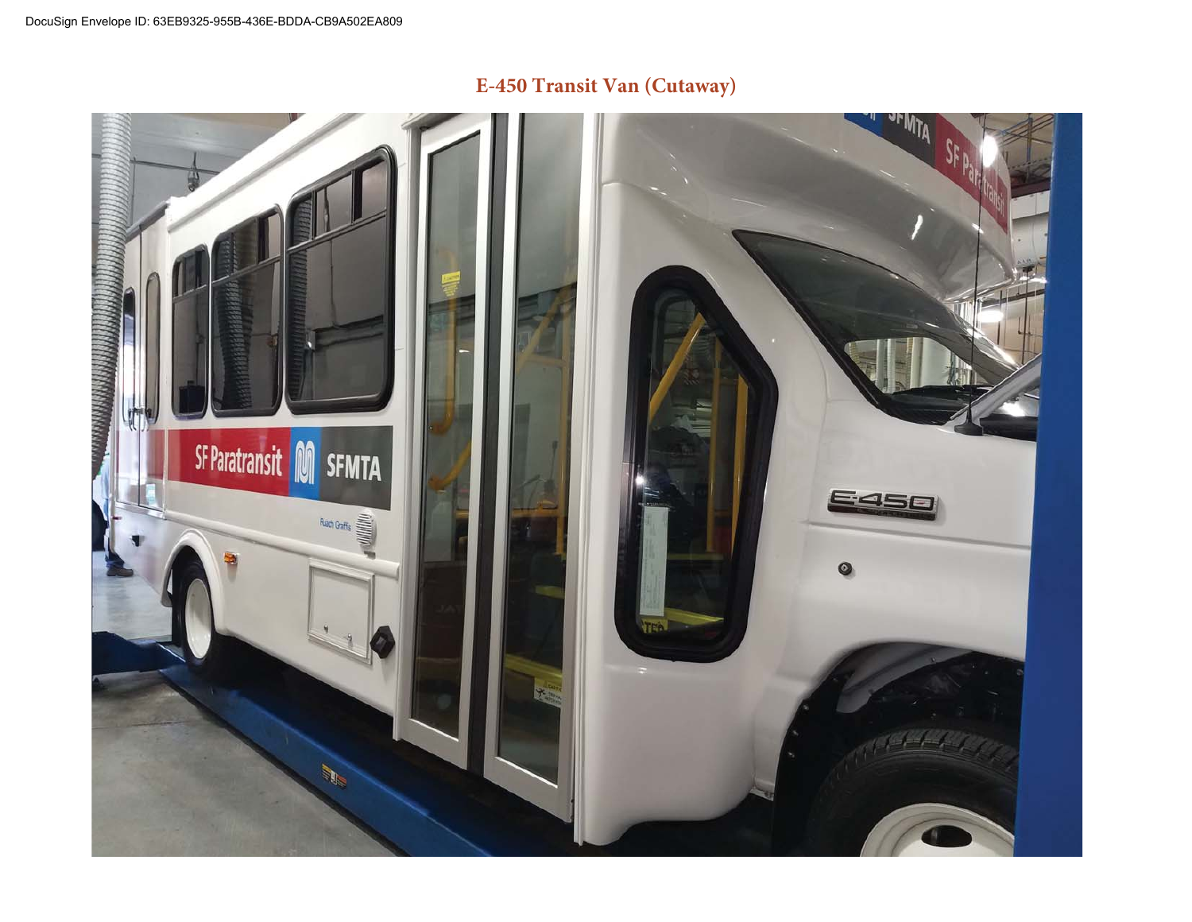## E-450 Transit Van (Cutaway)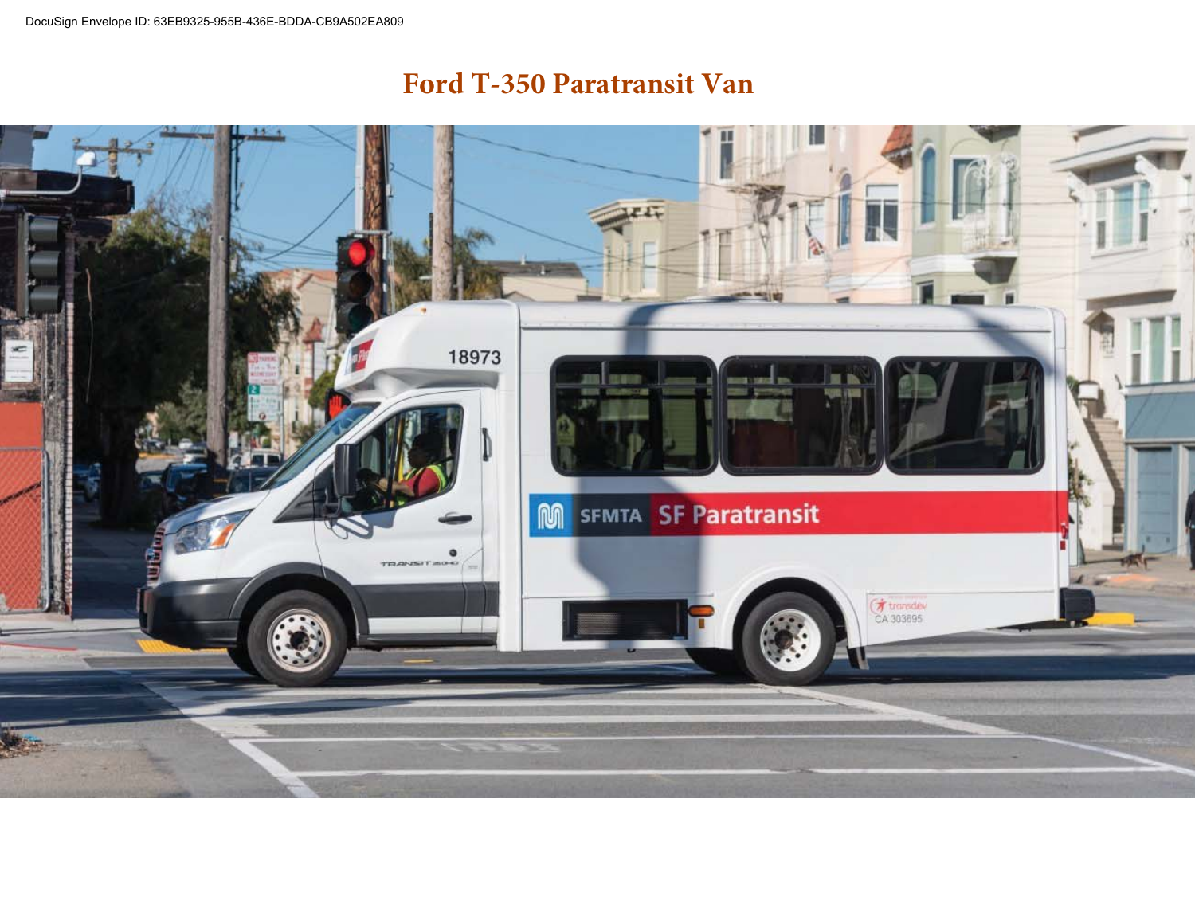# Ford T-350 Paratransit Van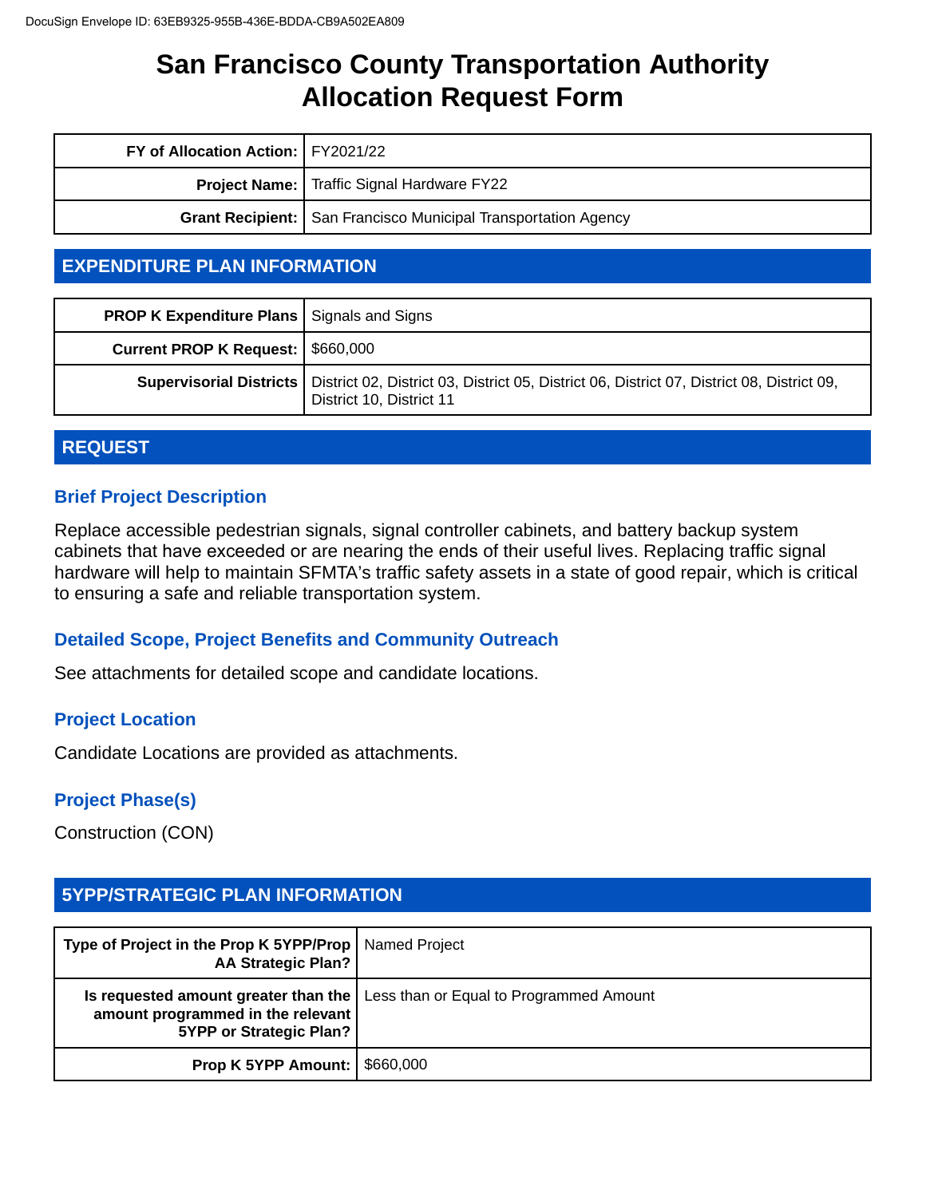DocuSign Envelope ID: 63EB9325-955B-436E-BDDA-CB9A502EA809

# San Francisco County Transportation Authority Allocation Request Form

| | |
|---|---|
| **FY of Allocation Action:** | FY2021/22 |
| **Project Name:** | Traffic Signal Hardware FY22 |
| **Grant Recipient:** | San Francisco Municipal Transportation Agency |

## EXPENDITURE PLAN INFORMATION

| | |
|---|---|
| **PROP K Expenditure Plans** | Signals and Signs |
| **Current PROP K Request:** | $660,000 |
| **Supervisorial Districts** | District 02, District 03, District 05, District 06, District 07, District 08, District 09, District 10, District 11 |

## REQUEST

### Brief Project Description

Replace accessible pedestrian signals, signal controller cabinets, and battery backup system cabinets that have exceeded or are nearing the ends of their useful lives. Replacing traffic signal hardware will help to maintain SFMTA's traffic safety assets in a state of good repair, which is critical to ensuring a safe and reliable transportation system.

### Detailed Scope, Project Benefits and Community Outreach

See attachments for detailed scope and candidate locations.

### Project Location

Candidate Locations are provided as attachments.

### Project Phase(s)

Construction (CON)

## 5YPP/STRATEGIC PLAN INFORMATION

| | |
|---|---|
| **Type of Project in the Prop K 5YPP/Prop AA Strategic Plan?** | Named Project |
| **Is requested amount greater than the amount programmed in the relevant 5YPP or Strategic Plan?** | Less than or Equal to Programmed Amount |
| **Prop K 5YPP Amount:** | $660,000 |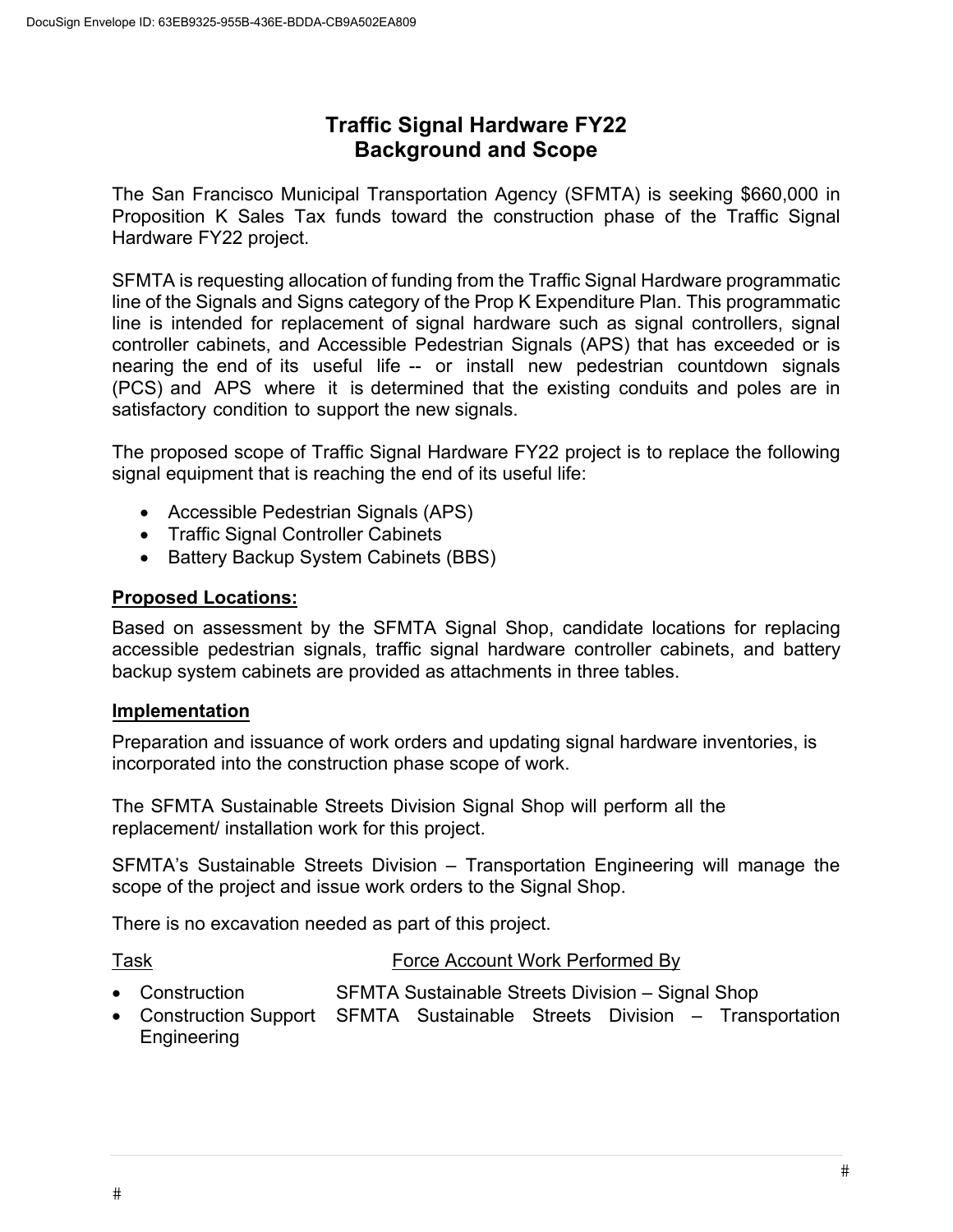# Traffic Signal Hardware FY22
## Background and Scope

The San Francisco Municipal Transportation Agency (SFMTA) is seeking $660,000 in Proposition K Sales Tax funds toward the construction phase of the Traffic Signal Hardware FY22 project.

SFMTA is requesting allocation of funding from the Traffic Signal Hardware programmatic line of the Signals and Signs category of the Prop K Expenditure Plan. This programmatic line is intended for replacement of signal hardware such as signal controllers, signal controller cabinets, and Accessible Pedestrian Signals (APS) that has exceeded or is nearing the end of its useful life -- or install new pedestrian countdown signals (PCS) and APS where it is determined that the existing conduits and poles are in satisfactory condition to support the new signals.

The proposed scope of Traffic Signal Hardware FY22 project is to replace the following signal equipment that is reaching the end of its useful life:

- Accessible Pedestrian Signals (APS)
- Traffic Signal Controller Cabinets
- Battery Backup System Cabinets (BBS)

**Proposed Locations:**

Based on assessment by the SFMTA Signal Shop, candidate locations for replacing accessible pedestrian signals, traffic signal hardware controller cabinets, and battery backup system cabinets are provided as attachments in three tables.

**Implementation**

Preparation and issuance of work orders and updating signal hardware inventories, is incorporated into the construction phase scope of work.

The SFMTA Sustainable Streets Division Signal Shop will perform all the replacement/ installation work for this project.

SFMTA's Sustainable Streets Division – Transportation Engineering will manage the scope of the project and issue work orders to the Signal Shop.

There is no excavation needed as part of this project.

| Task | Force Account Work Performed By |
| --- | --- |
| • Construction | SFMTA Sustainable Streets Division – Signal Shop |
| • Construction Support Engineering | SFMTA Sustainable Streets Division – Transportation |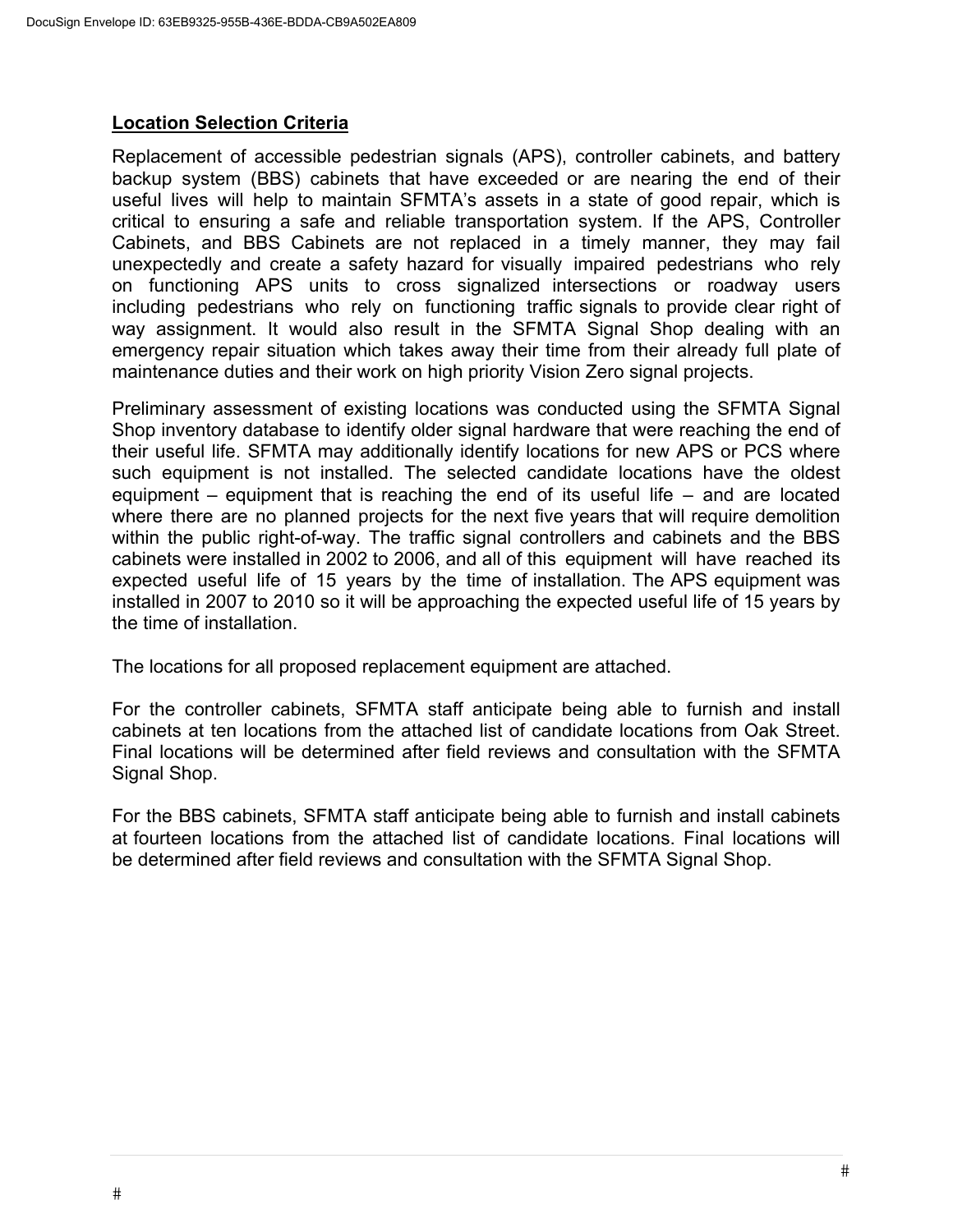## Location Selection Criteria

Replacement of accessible pedestrian signals (APS), controller cabinets, and battery backup system (BBS) cabinets that have exceeded or are nearing the end of their useful lives will help to maintain SFMTA's assets in a state of good repair, which is critical to ensuring a safe and reliable transportation system. If the APS, Controller Cabinets, and BBS Cabinets are not replaced in a timely manner, they may fail unexpectedly and create a safety hazard for visually impaired pedestrians who rely on functioning APS units to cross signalized intersections or roadway users including pedestrians who rely on functioning traffic signals to provide clear right of way assignment. It would also result in the SFMTA Signal Shop dealing with an emergency repair situation which takes away their time from their already full plate of maintenance duties and their work on high priority Vision Zero signal projects.

Preliminary assessment of existing locations was conducted using the SFMTA Signal Shop inventory database to identify older signal hardware that were reaching the end of their useful life. SFMTA may additionally identify locations for new APS or PCS where such equipment is not installed. The selected candidate locations have the oldest equipment – equipment that is reaching the end of its useful life – and are located where there are no planned projects for the next five years that will require demolition within the public right-of-way. The traffic signal controllers and cabinets and the BBS cabinets were installed in 2002 to 2006, and all of this equipment will have reached its expected useful life of 15 years by the time of installation. The APS equipment was installed in 2007 to 2010 so it will be approaching the expected useful life of 15 years by the time of installation.

The locations for all proposed replacement equipment are attached.

For the controller cabinets, SFMTA staff anticipate being able to furnish and install cabinets at ten locations from the attached list of candidate locations from Oak Street. Final locations will be determined after field reviews and consultation with the SFMTA Signal Shop.

For the BBS cabinets, SFMTA staff anticipate being able to furnish and install cabinets at fourteen locations from the attached list of candidate locations. Final locations will be determined after field reviews and consultation with the SFMTA Signal Shop.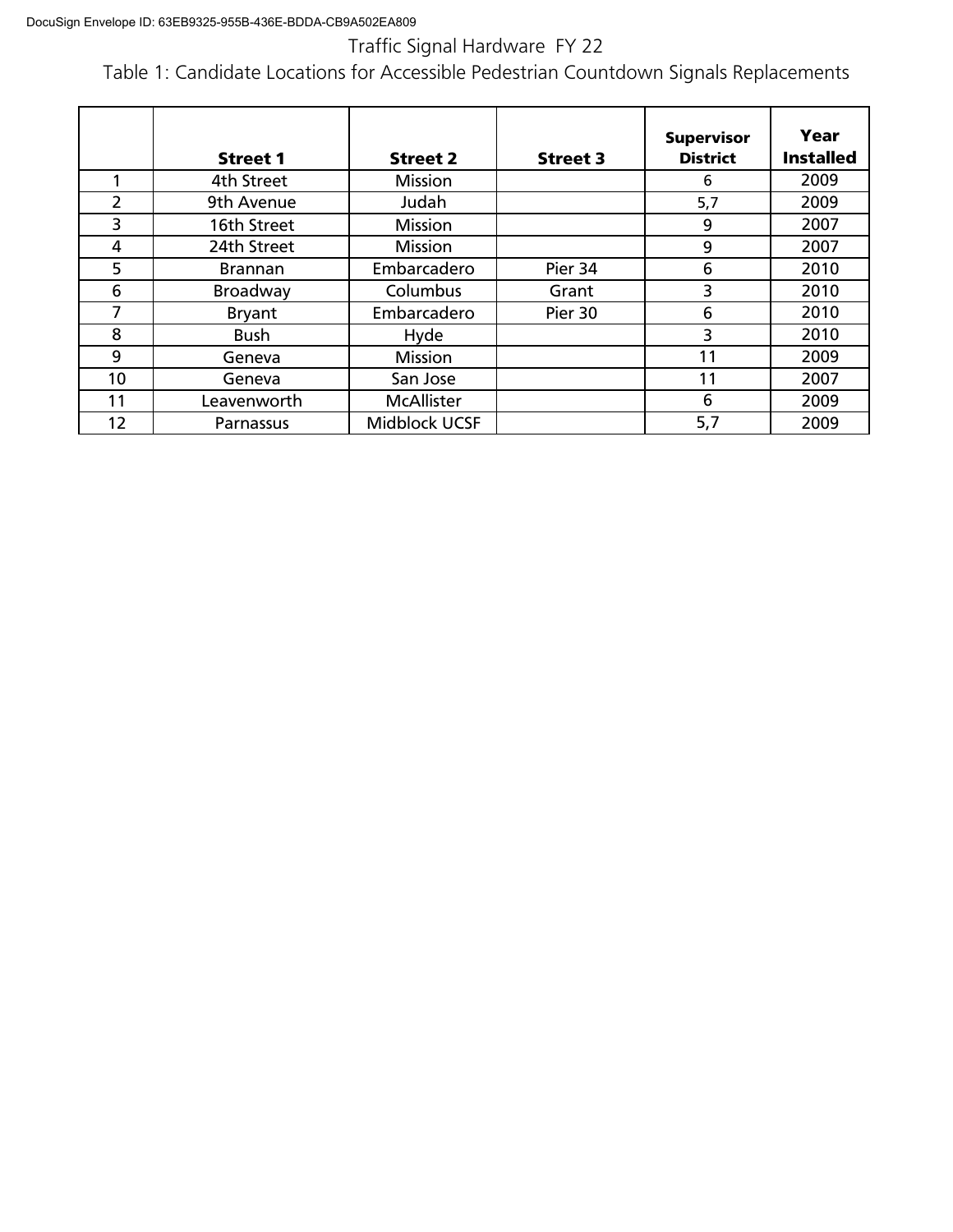Traffic Signal Hardware FY 22

Table 1: Candidate Locations for Accessible Pedestrian Countdown Signals Replacements

| | Street 1 | Street 2 | Street 3 | Supervisor District | Year Installed |
|---|---|---|---|---|---|
| 1 | 4th Street | Mission | | 6 | 2009 |
| 2 | 9th Avenue | Judah | | 5,7 | 2009 |
| 3 | 16th Street | Mission | | 9 | 2007 |
| 4 | 24th Street | Mission | | 9 | 2007 |
| 5 | Brannan | Embarcadero | Pier 34 | 6 | 2010 |
| 6 | Broadway | Columbus | Grant | 3 | 2010 |
| 7 | Bryant | Embarcadero | Pier 30 | 6 | 2010 |
| 8 | Bush | Hyde | | 3 | 2010 |
| 9 | Geneva | Mission | | 11 | 2009 |
| 10 | Geneva | San Jose | | 11 | 2007 |
| 11 | Leavenworth | McAllister | | 6 | 2009 |
| 12 | Parnassus | Midblock UCSF | | 5,7 | 2009 |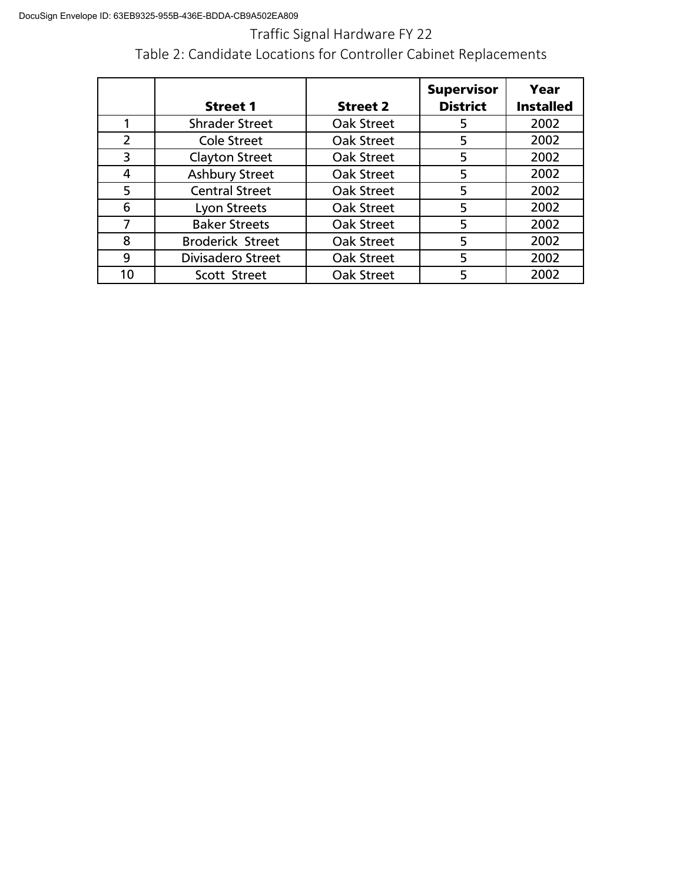Traffic Signal Hardware FY 22

Table 2: Candidate Locations for Controller Cabinet Replacements

| | **Street 1** | **Street 2** | **Supervisor District** | **Year Installed** |
|---|---|---|---|---|
| 1 | Shrader Street | Oak Street | 5 | 2002 |
| 2 | Cole Street | Oak Street | 5 | 2002 |
| 3 | Clayton Street | Oak Street | 5 | 2002 |
| 4 | Ashbury Street | Oak Street | 5 | 2002 |
| 5 | Central Street | Oak Street | 5 | 2002 |
| 6 | Lyon Streets | Oak Street | 5 | 2002 |
| 7 | Baker Streets | Oak Street | 5 | 2002 |
| 8 | Broderick Street | Oak Street | 5 | 2002 |
| 9 | Divisadero Street | Oak Street | 5 | 2002 |
| 10 | Scott Street | Oak Street | 5 | 2002 |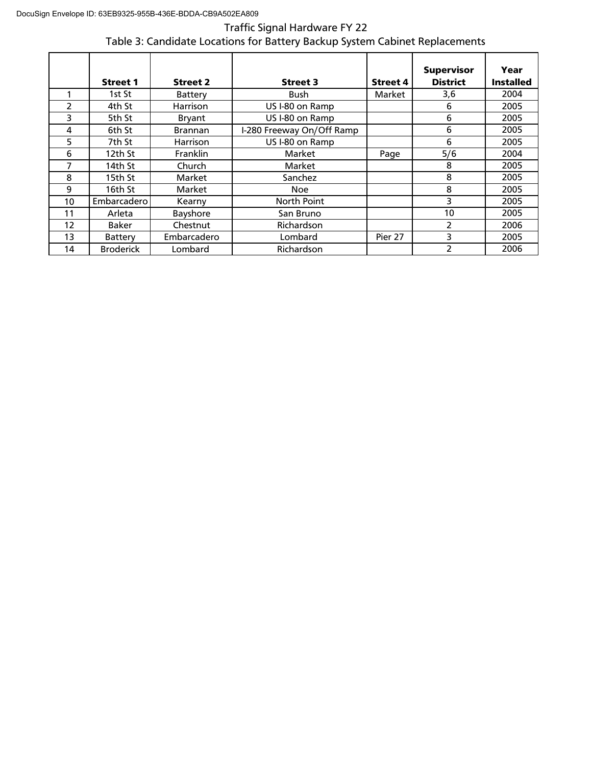Traffic Signal Hardware FY 22

Table 3: Candidate Locations for Battery Backup System Cabinet Replacements

| | Street 1 | Street 2 | Street 3 | Street 4 | Supervisor District | Year Installed |
|---|---|---|---|---|---|---|
| 1 | 1st St | Battery | Bush | Market | 3,6 | 2004 |
| 2 | 4th St | Harrison | US I-80 on Ramp | | 6 | 2005 |
| 3 | 5th St | Bryant | US I-80 on Ramp | | 6 | 2005 |
| 4 | 6th St | Brannan | I-280 Freeway On/Off Ramp | | 6 | 2005 |
| 5 | 7th St | Harrison | US I-80 on Ramp | | 6 | 2005 |
| 6 | 12th St | Franklin | Market | Page | 5/6 | 2004 |
| 7 | 14th St | Church | Market | | 8 | 2005 |
| 8 | 15th St | Market | Sanchez | | 8 | 2005 |
| 9 | 16th St | Market | Noe | | 8 | 2005 |
| 10 | Embarcadero | Kearny | North Point | | 3 | 2005 |
| 11 | Arleta | Bayshore | San Bruno | | 10 | 2005 |
| 12 | Baker | Chestnut | Richardson | | 2 | 2006 |
| 13 | Battery | Embarcadero | Lombard | Pier 27 | 3 | 2005 |
| 14 | Broderick | Lombard | Richardson | | 2 | 2006 |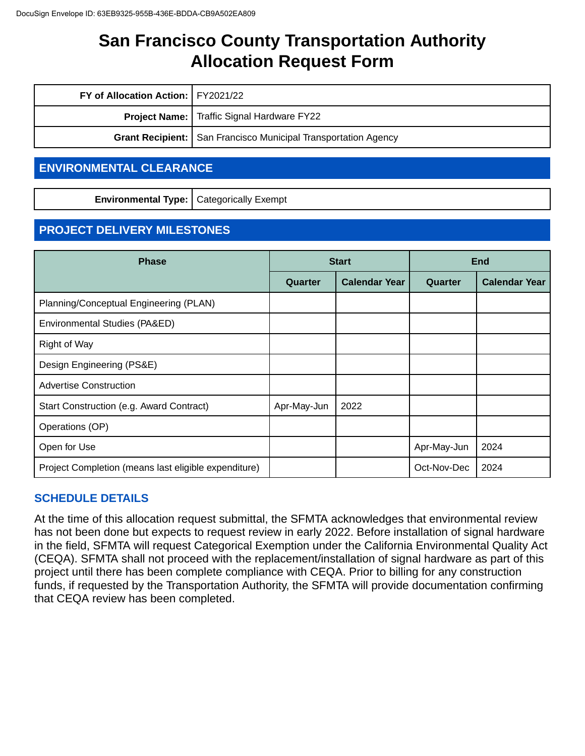# San Francisco County Transportation Authority Allocation Request Form

| | |
|---|---|
| **FY of Allocation Action:** | FY2021/22 |
| **Project Name:** | Traffic Signal Hardware FY22 |
| **Grant Recipient:** | San Francisco Municipal Transportation Agency |

## ENVIRONMENTAL CLEARANCE

| | |
|---|---|
| **Environmental Type:** | Categorically Exempt |

## PROJECT DELIVERY MILESTONES

| Phase | Start | | End | |
|---|---|---|---|---|
| | Quarter | Calendar Year | Quarter | Calendar Year |
| Planning/Conceptual Engineering (PLAN) | | | | |
| Environmental Studies (PA&ED) | | | | |
| Right of Way | | | | |
| Design Engineering (PS&E) | | | | |
| Advertise Construction | | | | |
| Start Construction (e.g. Award Contract) | Apr-May-Jun | 2022 | | |
| Operations (OP) | | | | |
| Open for Use | | | Apr-May-Jun | 2024 |
| Project Completion (means last eligible expenditure) | | | Oct-Nov-Dec | 2024 |

### SCHEDULE DETAILS

At the time of this allocation request submittal, the SFMTA acknowledges that environmental review has not been done but expects to request review in early 2022. Before installation of signal hardware in the field, SFMTA will request Categorical Exemption under the California Environmental Quality Act (CEQA). SFMTA shall not proceed with the replacement/installation of signal hardware as part of this project until there has been complete compliance with CEQA. Prior to billing for any construction funds, if requested by the Transportation Authority, the SFMTA will provide documentation confirming that CEQA review has been completed.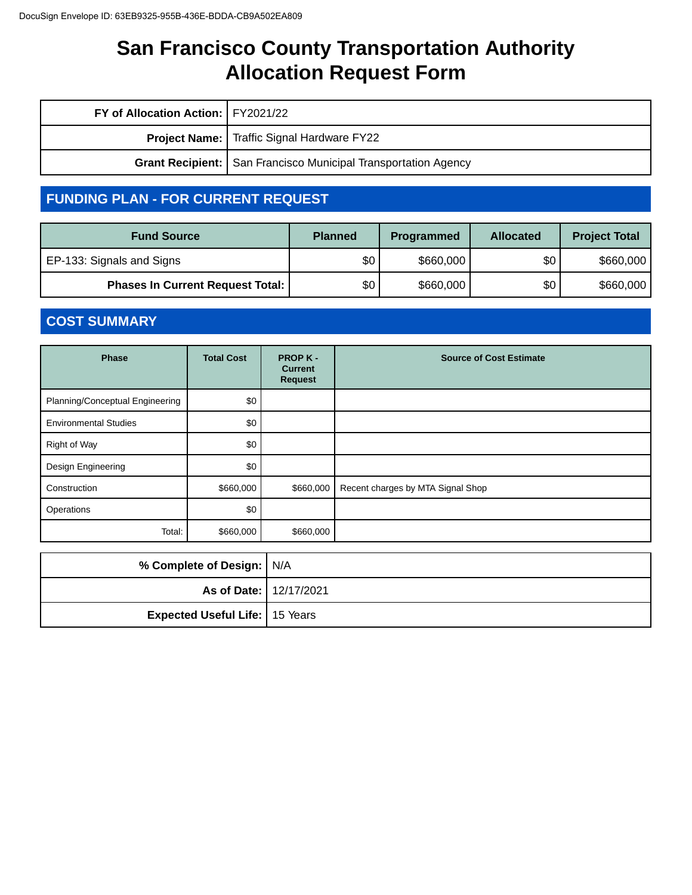DocuSign Envelope ID: 63EB9325-955B-436E-BDDA-CB9A502EA809

# San Francisco County Transportation Authority Allocation Request Form

| | |
|---|---|
| **FY of Allocation Action:** | FY2021/22 |
| **Project Name:** | Traffic Signal Hardware FY22 |
| **Grant Recipient:** | San Francisco Municipal Transportation Agency |

## FUNDING PLAN - FOR CURRENT REQUEST

| Fund Source | Planned | Programmed | Allocated | Project Total |
|---|---|---|---|---|
| EP-133: Signals and Signs | $0 | $660,000 | $0 | $660,000 |
| **Phases In Current Request Total:** | $0 | $660,000 | $0 | $660,000 |

## COST SUMMARY

| Phase | Total Cost | PROP K - Current Request | Source of Cost Estimate |
|---|---|---|---|
| Planning/Conceptual Engineering | $0 | | |
| Environmental Studies | $0 | | |
| Right of Way | $0 | | |
| Design Engineering | $0 | | |
| Construction | $660,000 | $660,000 | Recent charges by MTA Signal Shop |
| Operations | $0 | | |
| Total: | $660,000 | $660,000 | |

| | |
|---|---|
| **% Complete of Design:** | N/A |
| **As of Date:** | 12/17/2021 |
| **Expected Useful Life:** | 15 Years |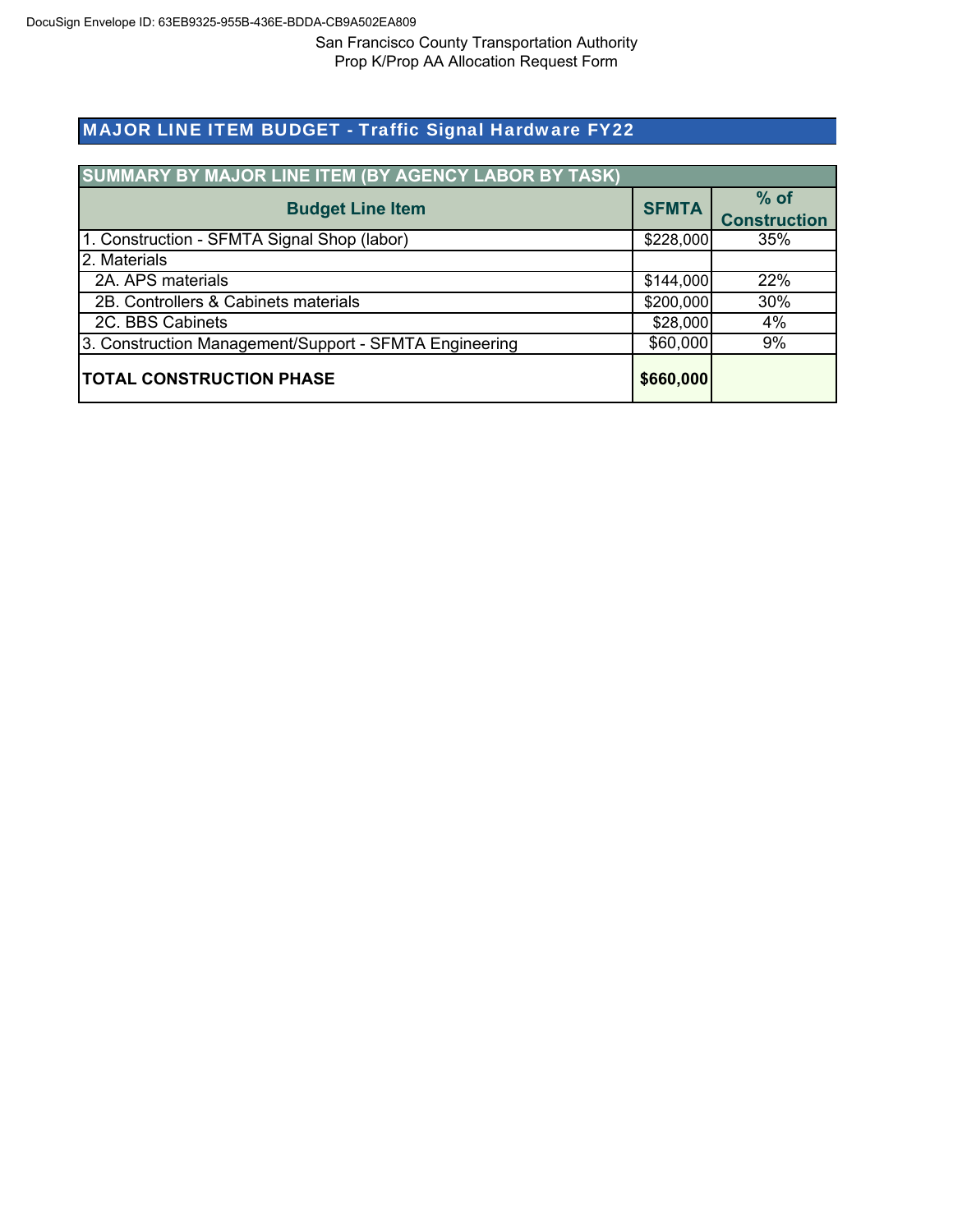San Francisco County Transportation Authority
Prop K/Prop AA Allocation Request Form

## MAJOR LINE ITEM BUDGET - Traffic Signal Hardware FY22

| SUMMARY BY MAJOR LINE ITEM (BY AGENCY LABOR BY TASK) | | |
|---|---|---|
| **Budget Line Item** | **SFMTA** | **% of Construction** |
| 1. Construction - SFMTA Signal Shop (labor) | $228,000 | 35% |
| 2. Materials | | |
| 2A. APS materials | $144,000 | 22% |
| 2B. Controllers & Cabinets materials | $200,000 | 30% |
| 2C. BBS Cabinets | $28,000 | 4% |
| 3. Construction Management/Support - SFMTA Engineering | $60,000 | 9% |
| **TOTAL CONSTRUCTION PHASE** | **$660,000** | |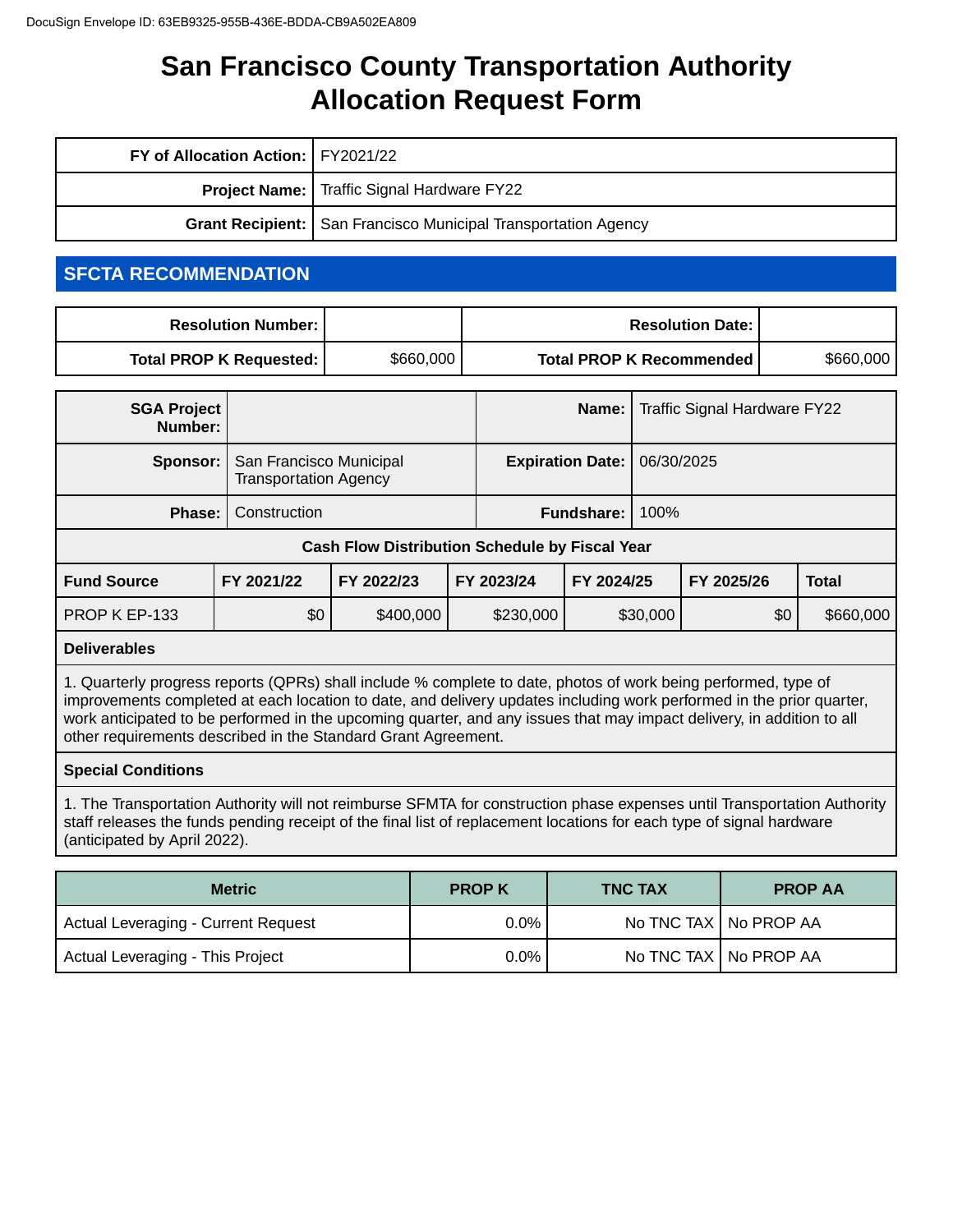# San Francisco County Transportation Authority Allocation Request Form

| | |
|---|---|
| **FY of Allocation Action:** | FY2021/22 |
| **Project Name:** | Traffic Signal Hardware FY22 |
| **Grant Recipient:** | San Francisco Municipal Transportation Agency |

## SFCTA RECOMMENDATION

| | | | |
|---|---|---|---|
| **Resolution Number:** | | **Resolution Date:** | |
| **Total PROP K Requested:** | $660,000 | **Total PROP K Recommended** | $660,000 |

| | | | |
|---|---|---|---|
| **SGA Project Number:** | | **Name:** | Traffic Signal Hardware FY22 |
| **Sponsor:** | San Francisco Municipal Transportation Agency | **Expiration Date:** | 06/30/2025 |
| **Phase:** | Construction | **Fundshare:** | 100% |

**Cash Flow Distribution Schedule by Fiscal Year**

| Fund Source | FY 2021/22 | FY 2022/23 | FY 2023/24 | FY 2024/25 | FY 2025/26 | Total |
|---|---|---|---|---|---|---|
| PROP K EP-133 | $0 | $400,000 | $230,000 | $30,000 | $0 | $660,000 |

**Deliverables**

1. Quarterly progress reports (QPRs) shall include % complete to date, photos of work being performed, type of improvements completed at each location to date, and delivery updates including work performed in the prior quarter, work anticipated to be performed in the upcoming quarter, and any issues that may impact delivery, in addition to all other requirements described in the Standard Grant Agreement.

**Special Conditions**

1. The Transportation Authority will not reimburse SFMTA for construction phase expenses until Transportation Authority staff releases the funds pending receipt of the final list of replacement locations for each type of signal hardware (anticipated by April 2022).

| Metric | PROP K | TNC TAX | PROP AA |
|---|---|---|---|
| Actual Leveraging - Current Request | 0.0% | No TNC TAX | No PROP AA |
| Actual Leveraging - This Project | 0.0% | No TNC TAX | No PROP AA |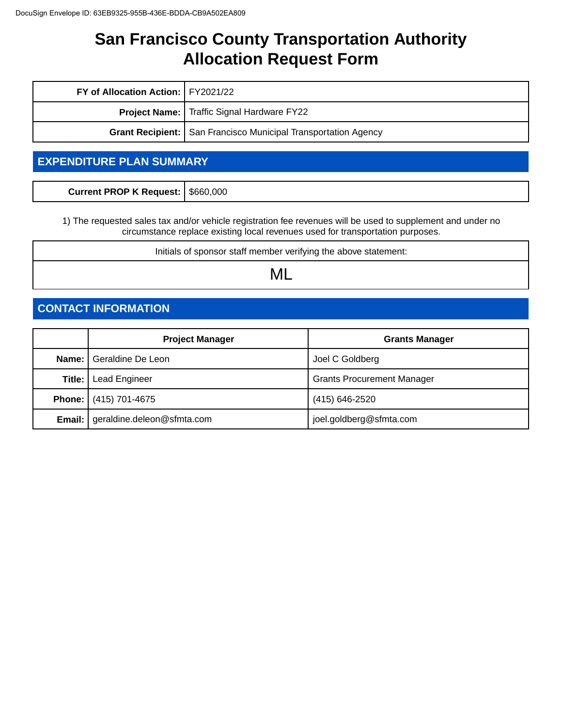DocuSign Envelope ID: 63EB9325-955B-436E-BDDA-CB9A502EA809

# San Francisco County Transportation Authority
# Allocation Request Form

| | |
|---|---|
| **FY of Allocation Action:** | FY2021/22 |
| **Project Name:** | Traffic Signal Hardware FY22 |
| **Grant Recipient:** | San Francisco Municipal Transportation Agency |

## EXPENDITURE PLAN SUMMARY

| | |
|---|---|
| **Current PROP K Request:** | $660,000 |

1) The requested sales tax and/or vehicle registration fee revenues will be used to supplement and under no circumstance replace existing local revenues used for transportation purposes.

| Initials of sponsor staff member verifying the above statement: |
|---|
| ML |

## CONTACT INFORMATION

| | Project Manager | Grants Manager |
|---|---|---|
| **Name:** | Geraldine De Leon | Joel C Goldberg |
| **Title:** | Lead Engineer | Grants Procurement Manager |
| **Phone:** | (415) 701-4675 | (415) 646-2520 |
| **Email:** | geraldine.deleon@sfmta.com | joel.goldberg@sfmta.com |